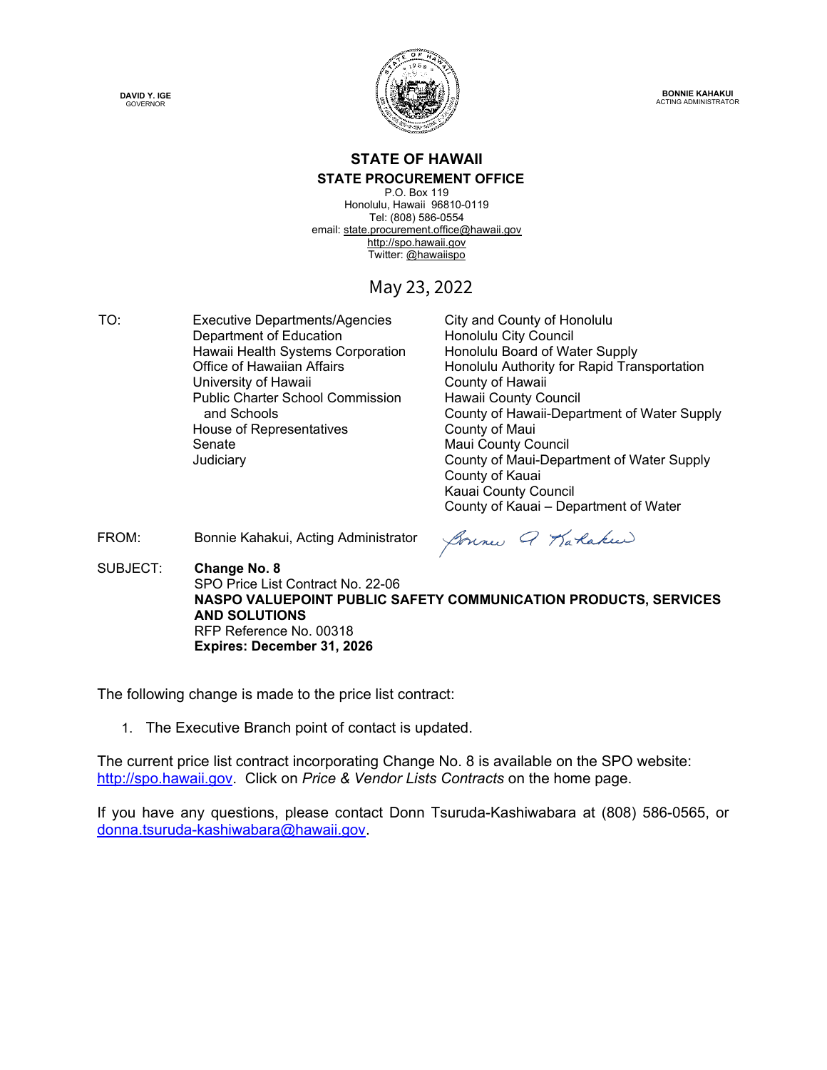**DAVID Y. IGE**
GOVERNOR

**BONNIE KAHAKUI**
ACTING ADMINISTRATOR

# STATE OF HAWAII

## STATE PROCUREMENT OFFICE

P.O. Box 119
Honolulu, Hawaii 96810-0119
Tel: (808) 586-0554
email: state.procurement.office@hawaii.gov
http://spo.hawaii.gov
Twitter: @hawaiispo

May 23, 2022

TO:

Executive Departments/Agencies
Department of Education
Hawaii Health Systems Corporation
Office of Hawaiian Affairs
University of Hawaii
Public Charter School Commission and Schools
House of Representatives
Senate
Judiciary

City and County of Honolulu
Honolulu City Council
Honolulu Board of Water Supply
Honolulu Authority for Rapid Transportation
County of Hawaii
Hawaii County Council
County of Hawaii-Department of Water Supply
County of Maui
Maui County Council
County of Maui-Department of Water Supply
County of Kauai
Kauai County Council
County of Kauai – Department of Water

FROM: Bonnie Kahakui, Acting Administrator

SUBJECT: **Change No. 8**
SPO Price List Contract No. 22-06
**NASPO VALUEPOINT PUBLIC SAFETY COMMUNICATION PRODUCTS, SERVICES AND SOLUTIONS**
RFP Reference No. 00318
**Expires: December 31, 2026**

The following change is made to the price list contract:

1. The Executive Branch point of contact is updated.

The current price list contract incorporating Change No. 8 is available on the SPO website: http://spo.hawaii.gov. Click on *Price & Vendor Lists Contracts* on the home page.

If you have any questions, please contact Donn Tsuruda-Kashiwabara at (808) 586-0565, or donna.tsuruda-kashiwabara@hawaii.gov.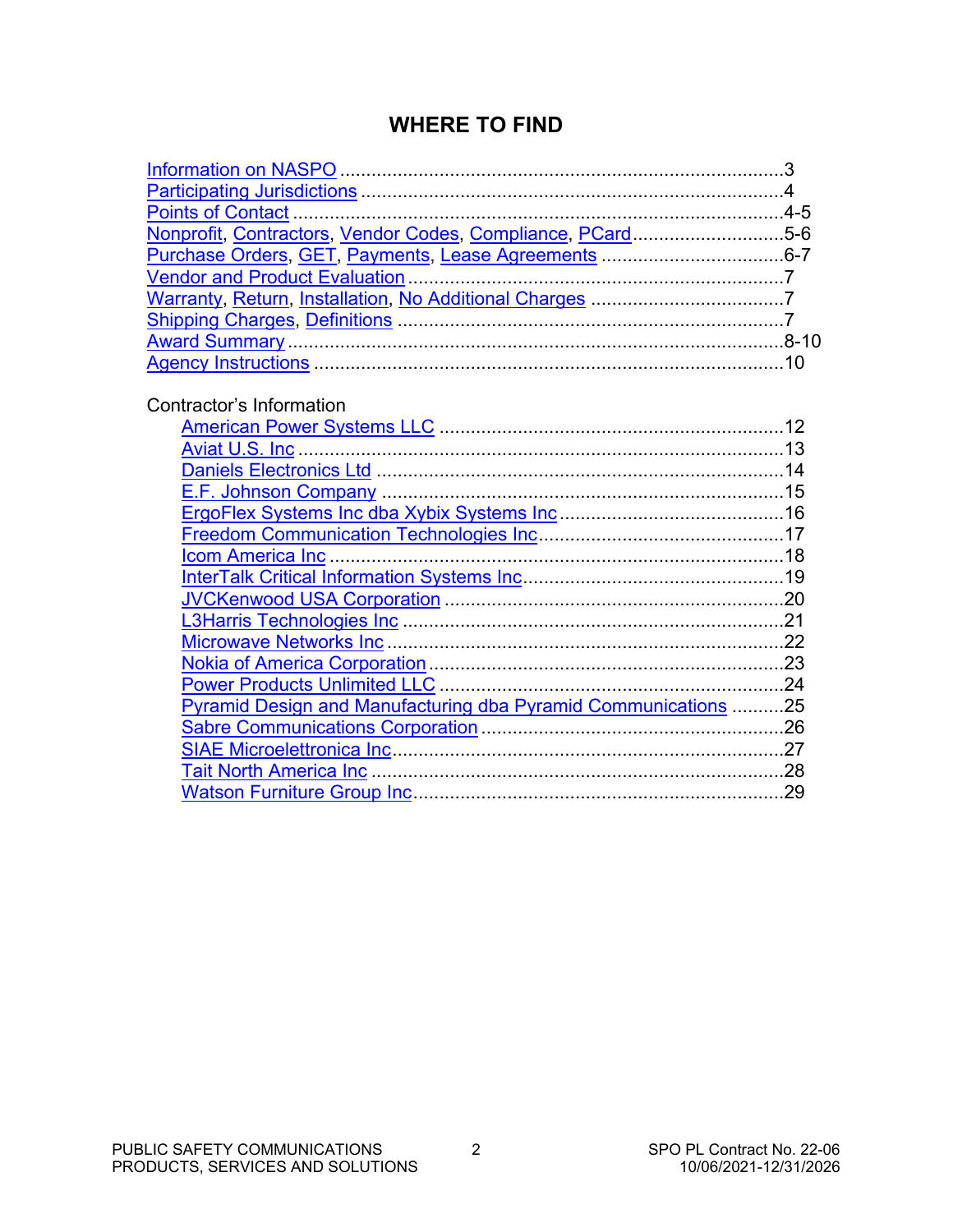# WHERE TO FIND

Information on NASPO ..................................................................................3
Participating Jurisdictions ..............................................................................4
Points of Contact ...........................................................................................4-5
Nonprofit, Contractors, Vendor Codes, Compliance, PCard .............................5-6
Purchase Orders, GET, Payments, Lease Agreements ...................................6-7
Vendor and Product Evaluation .......................................................................7
Warranty, Return, Installation, No Additional Charges ....................................7
Shipping Charges, Definitions ..........................................................................7
Award Summary .............................................................................................8-10
Agency Instructions .........................................................................................10

Contractor's Information

- American Power Systems LLC .................................................................12
- Aviat U.S. Inc ...........................................................................................13
- Daniels Electronics Ltd .............................................................................14
- E.F. Johnson Company ............................................................................15
- ErgoFlex Systems Inc dba Xybix Systems Inc ...........................................16
- Freedom Communication Technologies Inc ...............................................17
- Icom America Inc ......................................................................................18
- InterTalk Critical Information Systems Inc ..................................................19
- JVCKenwood USA Corporation .................................................................20
- L3Harris Technologies Inc ........................................................................21
- Microwave Networks Inc ...........................................................................22
- Nokia of America Corporation ...................................................................23
- Power Products Unlimited LLC .................................................................24
- Pyramid Design and Manufacturing dba Pyramid Communications ..........25
- Sabre Communications Corporation .........................................................26
- SIAE Microelettronica Inc ..........................................................................27
- Tait North America Inc ..............................................................................28
- Watson Furniture Group Inc ......................................................................29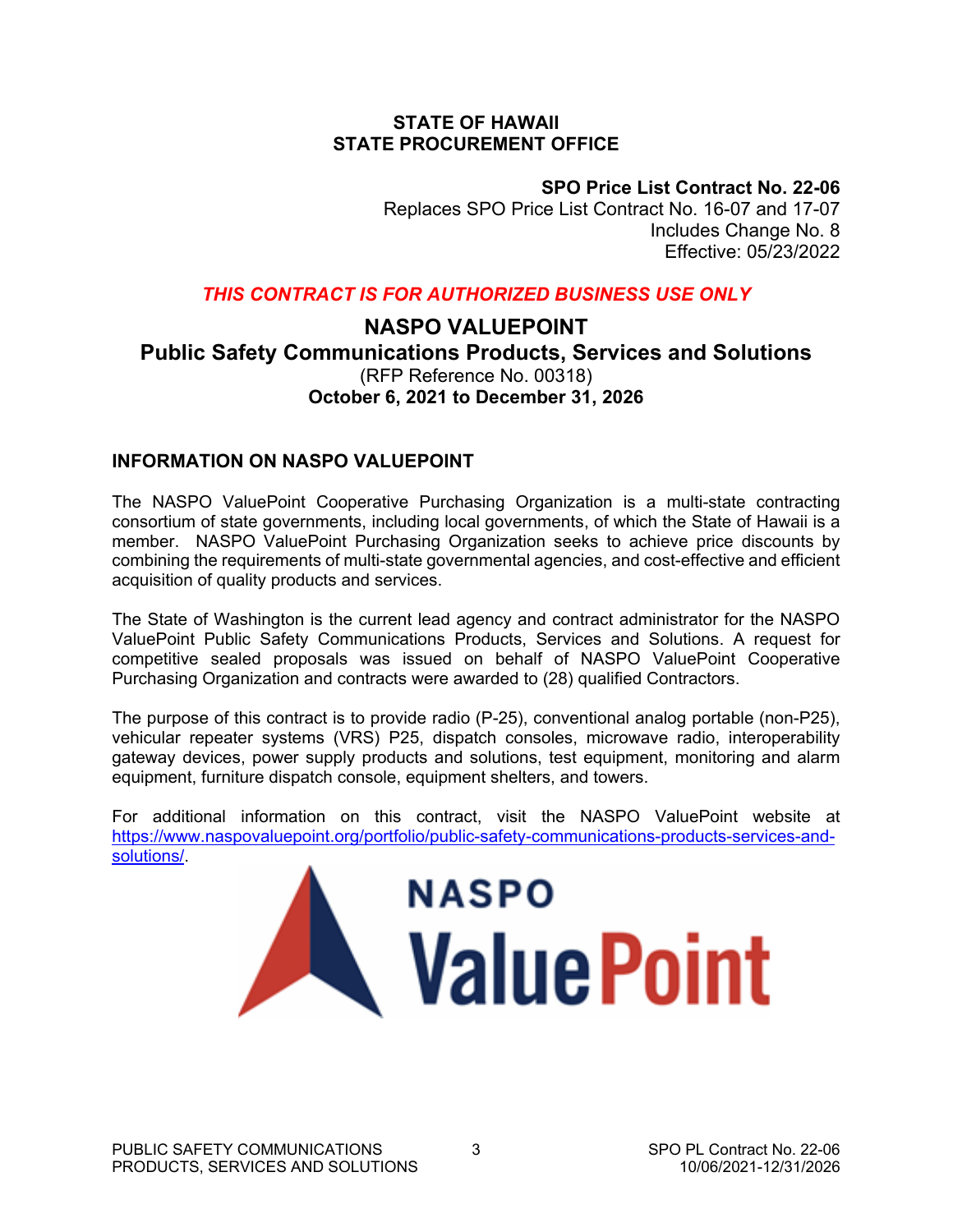**STATE OF HAWAII**
**STATE PROCUREMENT OFFICE**

**SPO Price List Contract No. 22-06**
Replaces SPO Price List Contract No. 16-07 and 17-07
Includes Change No. 8
Effective: 05/23/2022

***THIS CONTRACT IS FOR AUTHORIZED BUSINESS USE ONLY***

# NASPO VALUEPOINT
## Public Safety Communications Products, Services and Solutions
(RFP Reference No. 00318)
**October 6, 2021 to December 31, 2026**

## INFORMATION ON NASPO VALUEPOINT

The NASPO ValuePoint Cooperative Purchasing Organization is a multi-state contracting consortium of state governments, including local governments, of which the State of Hawaii is a member. NASPO ValuePoint Purchasing Organization seeks to achieve price discounts by combining the requirements of multi-state governmental agencies, and cost-effective and efficient acquisition of quality products and services.

The State of Washington is the current lead agency and contract administrator for the NASPO ValuePoint Public Safety Communications Products, Services and Solutions. A request for competitive sealed proposals was issued on behalf of NASPO ValuePoint Cooperative Purchasing Organization and contracts were awarded to (28) qualified Contractors.

The purpose of this contract is to provide radio (P-25), conventional analog portable (non-P25), vehicular repeater systems (VRS) P25, dispatch consoles, microwave radio, interoperability gateway devices, power supply products and solutions, test equipment, monitoring and alarm equipment, furniture dispatch console, equipment shelters, and towers.

For additional information on this contract, visit the NASPO ValuePoint website at https://www.naspovaluepoint.org/portfolio/public-safety-communications-products-services-and-solutions/.

NASPO ValuePoint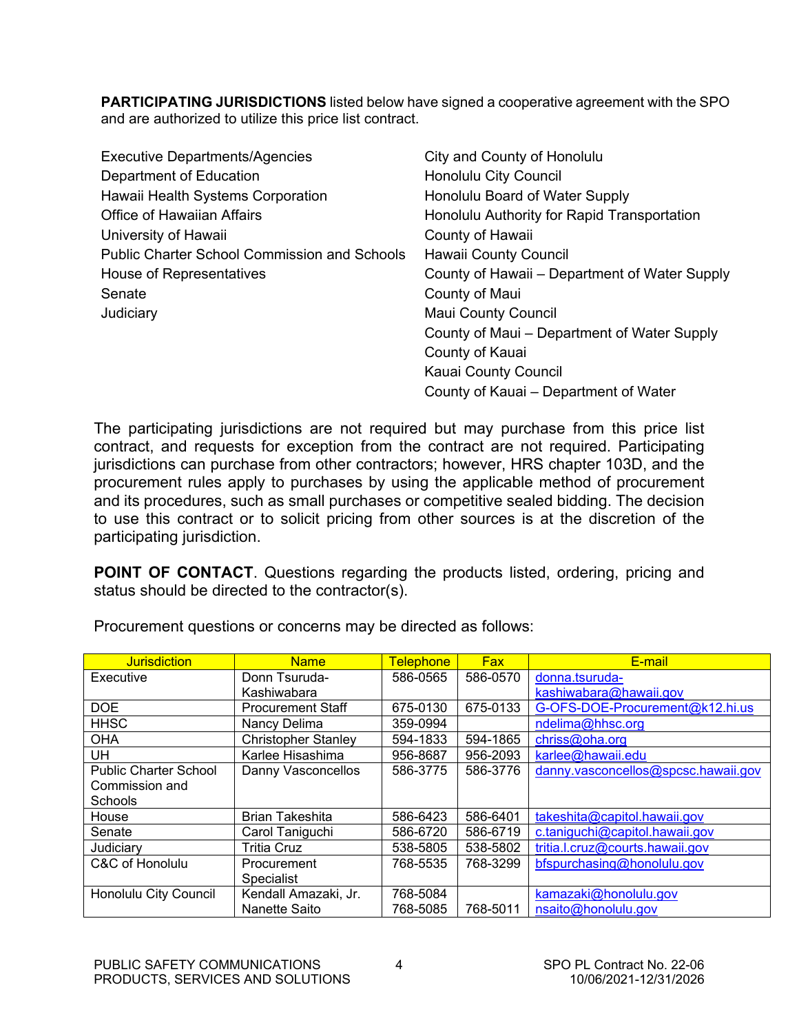**PARTICIPATING JURISDICTIONS** listed below have signed a cooperative agreement with the SPO and are authorized to utilize this price list contract.

Executive Departments/Agencies
Department of Education
Hawaii Health Systems Corporation
Office of Hawaiian Affairs
University of Hawaii
Public Charter School Commission and Schools
House of Representatives
Senate
Judiciary

City and County of Honolulu
Honolulu City Council
Honolulu Board of Water Supply
Honolulu Authority for Rapid Transportation
County of Hawaii
Hawaii County Council
County of Hawaii – Department of Water Supply
County of Maui
Maui County Council
County of Maui – Department of Water Supply
County of Kauai
Kauai County Council
County of Kauai – Department of Water

The participating jurisdictions are not required but may purchase from this price list contract, and requests for exception from the contract are not required. Participating jurisdictions can purchase from other contractors; however, HRS chapter 103D, and the procurement rules apply to purchases by using the applicable method of procurement and its procedures, such as small purchases or competitive sealed bidding. The decision to use this contract or to solicit pricing from other sources is at the discretion of the participating jurisdiction.

**POINT OF CONTACT**. Questions regarding the products listed, ordering, pricing and status should be directed to the contractor(s).

Procurement questions or concerns may be directed as follows:

| Jurisdiction | Name | Telephone | Fax | E-mail |
|---|---|---|---|---|
| Executive | Donn Tsuruda-Kashiwabara | 586-0565 | 586-0570 | donna.tsuruda-kashiwabara@hawaii.gov |
| DOE | Procurement Staff | 675-0130 | 675-0133 | G-OFS-DOE-Procurement@k12.hi.us |
| HHSC | Nancy Delima | 359-0994 | | ndelima@hhsc.org |
| OHA | Christopher Stanley | 594-1833 | 594-1865 | chriss@oha.org |
| UH | Karlee Hisashima | 956-8687 | 956-2093 | karlee@hawaii.edu |
| Public Charter School Commission and Schools | Danny Vasconcellos | 586-3775 | 586-3776 | danny.vasconcellos@spcsc.hawaii.gov |
| House | Brian Takeshita | 586-6423 | 586-6401 | takeshita@capitol.hawaii.gov |
| Senate | Carol Taniguchi | 586-6720 | 586-6719 | c.taniguchi@capitol.hawaii.gov |
| Judiciary | Tritia Cruz | 538-5805 | 538-5802 | tritia.l.cruz@courts.hawaii.gov |
| C&C of Honolulu | Procurement Specialist | 768-5535 | 768-3299 | bfspurchasing@honolulu.gov |
| Honolulu City Council | Kendall Amazaki, Jr.<br>Nanette Saito | 768-5084<br>768-5085 | 768-5011 | kamazaki@honolulu.gov<br>nsaito@honolulu.gov |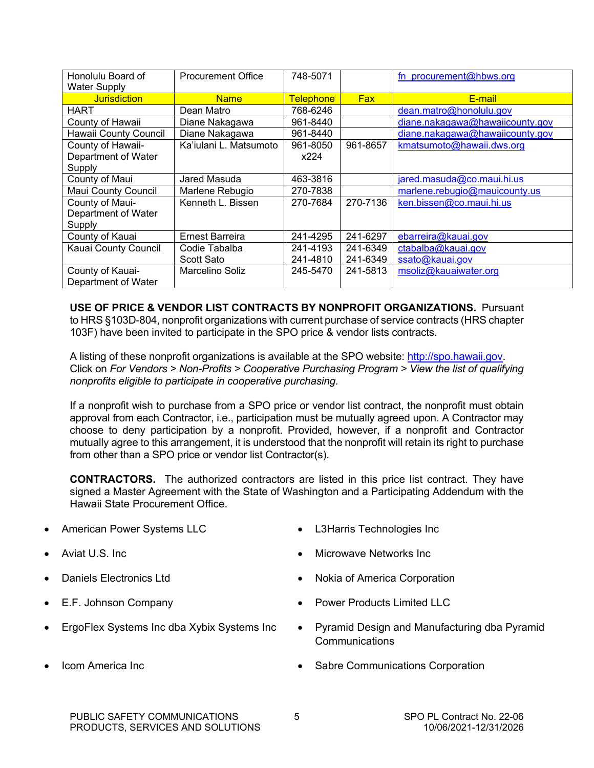| | | | | |
|---|---|---|---|---|
| Honolulu Board of Water Supply | Procurement Office | 748-5071 | | fn_procurement@hbws.org |
| **Jurisdiction** | **Name** | **Telephone** | **Fax** | **E-mail** |
| HART | Dean Matro | 768-6246 | | dean.matro@honolulu.gov |
| County of Hawaii | Diane Nakagawa | 961-8440 | | diane.nakagawa@hawaiicounty.gov |
| Hawaii County Council | Diane Nakagawa | 961-8440 | | diane.nakagawa@hawaiicounty.gov |
| County of Hawaii-Department of Water Supply | Ka'iulani L. Matsumoto | 961-8050 x224 | 961-8657 | kmatsumoto@hawaii.dws.org |
| County of Maui | Jared Masuda | 463-3816 | | jared.masuda@co.maui.hi.us |
| Maui County Council | Marlene Rebugio | 270-7838 | | marlene.rebugio@mauicounty.us |
| County of Maui-Department of Water Supply | Kenneth L. Bissen | 270-7684 | 270-7136 | ken.bissen@co.maui.hi.us |
| County of Kauai | Ernest Barreira | 241-4295 | 241-6297 | ebarreira@kauai.gov |
| Kauai County Council | Codie Tabalba<br>Scott Sato | 241-4193<br>241-4810 | 241-6349<br>241-6349 | ctabalba@kauai.gov<br>ssato@kauai.gov |
| County of Kauai-Department of Water | Marcelino Soliz | 245-5470 | 241-5813 | msoliz@kauaiwater.org |

**USE OF PRICE & VENDOR LIST CONTRACTS BY NONPROFIT ORGANIZATIONS.** Pursuant to HRS §103D-804, nonprofit organizations with current purchase of service contracts (HRS chapter 103F) have been invited to participate in the SPO price & vendor lists contracts.

A listing of these nonprofit organizations is available at the SPO website: http://spo.hawaii.gov. Click on *For Vendors > Non-Profits > Cooperative Purchasing Program > View the list of qualifying nonprofits eligible to participate in cooperative purchasing.*

If a nonprofit wish to purchase from a SPO price or vendor list contract, the nonprofit must obtain approval from each Contractor, i.e., participation must be mutually agreed upon. A Contractor may choose to deny participation by a nonprofit. Provided, however, if a nonprofit and Contractor mutually agree to this arrangement, it is understood that the nonprofit will retain its right to purchase from other than a SPO price or vendor list Contractor(s).

**CONTRACTORS.** The authorized contractors are listed in this price list contract. They have signed a Master Agreement with the State of Washington and a Participating Addendum with the Hawaii State Procurement Office.

- American Power Systems LLC
- Aviat U.S. Inc
- Daniels Electronics Ltd
- E.F. Johnson Company
- ErgoFlex Systems Inc dba Xybix Systems Inc
- Icom America Inc
- L3Harris Technologies Inc
- Microwave Networks Inc
- Nokia of America Corporation
- Power Products Limited LLC
- Pyramid Design and Manufacturing dba Pyramid Communications
- Sabre Communications Corporation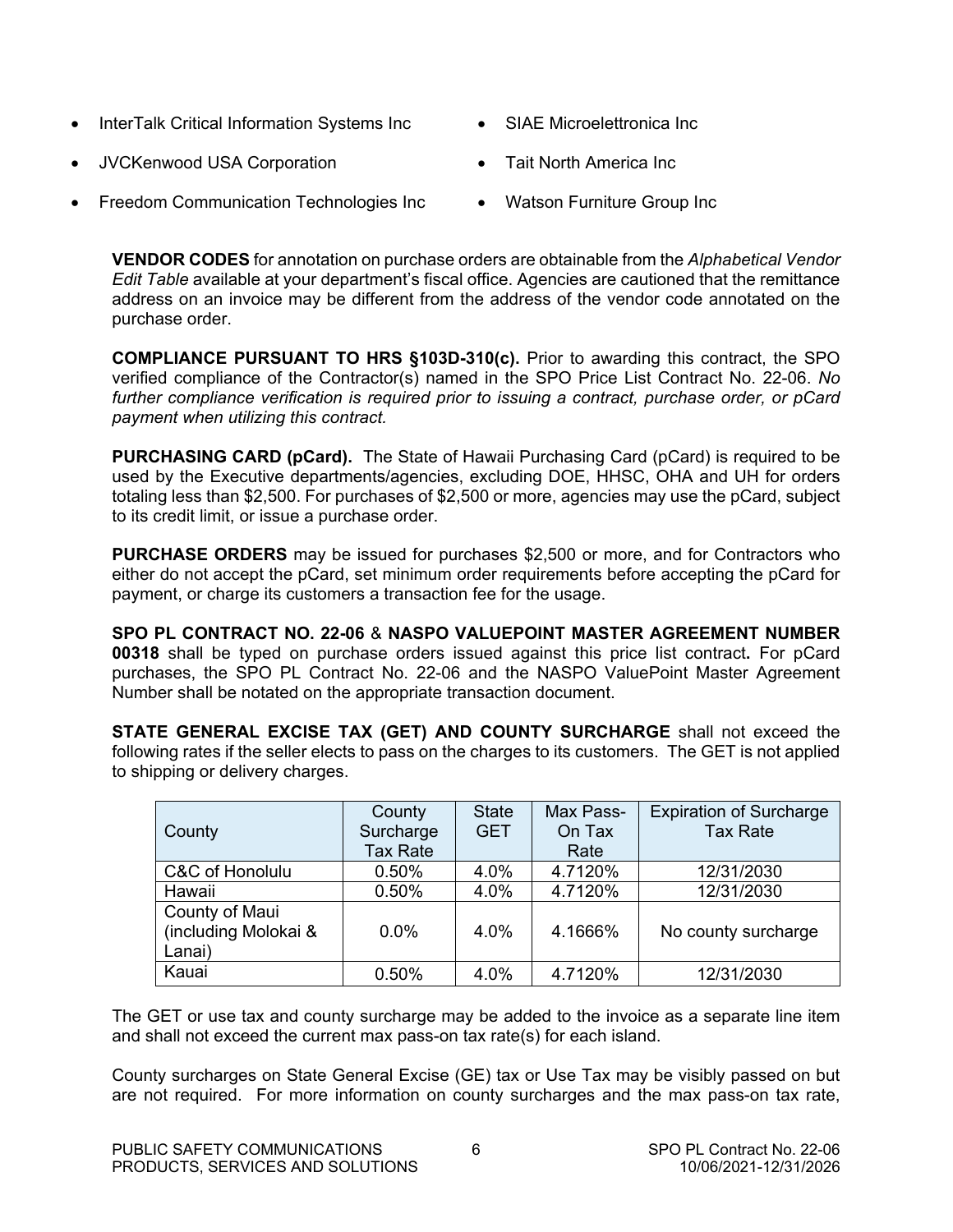- InterTalk Critical Information Systems Inc
- JVCKenwood USA Corporation
- Freedom Communication Technologies Inc
- SIAE Microelettronica Inc
- Tait North America Inc
- Watson Furniture Group Inc

**VENDOR CODES** for annotation on purchase orders are obtainable from the *Alphabetical Vendor Edit Table* available at your department's fiscal office. Agencies are cautioned that the remittance address on an invoice may be different from the address of the vendor code annotated on the purchase order.

**COMPLIANCE PURSUANT TO HRS §103D-310(c).** Prior to awarding this contract, the SPO verified compliance of the Contractor(s) named in the SPO Price List Contract No. 22-06. *No further compliance verification is required prior to issuing a contract, purchase order, or pCard payment when utilizing this contract.*

**PURCHASING CARD (pCard).** The State of Hawaii Purchasing Card (pCard) is required to be used by the Executive departments/agencies, excluding DOE, HHSC, OHA and UH for orders totaling less than $2,500. For purchases of $2,500 or more, agencies may use the pCard, subject to its credit limit, or issue a purchase order.

**PURCHASE ORDERS** may be issued for purchases $2,500 or more, and for Contractors who either do not accept the pCard, set minimum order requirements before accepting the pCard for payment, or charge its customers a transaction fee for the usage.

**SPO PL CONTRACT NO. 22-06** & **NASPO VALUEPOINT MASTER AGREEMENT NUMBER 00318** shall be typed on purchase orders issued against this price list contract**.** For pCard purchases, the SPO PL Contract No. 22-06 and the NASPO ValuePoint Master Agreement Number shall be notated on the appropriate transaction document.

**STATE GENERAL EXCISE TAX (GET) AND COUNTY SURCHARGE** shall not exceed the following rates if the seller elects to pass on the charges to its customers. The GET is not applied to shipping or delivery charges.

| County | County Surcharge Tax Rate | State GET | Max Pass-On Tax Rate | Expiration of Surcharge Tax Rate |
|---|---|---|---|---|
| C&C of Honolulu | 0.50% | 4.0% | 4.7120% | 12/31/2030 |
| Hawaii | 0.50% | 4.0% | 4.7120% | 12/31/2030 |
| County of Maui (including Molokai & Lanai) | 0.0% | 4.0% | 4.1666% | No county surcharge |
| Kauai | 0.50% | 4.0% | 4.7120% | 12/31/2030 |

The GET or use tax and county surcharge may be added to the invoice as a separate line item and shall not exceed the current max pass-on tax rate(s) for each island.

County surcharges on State General Excise (GE) tax or Use Tax may be visibly passed on but are not required. For more information on county surcharges and the max pass-on tax rate,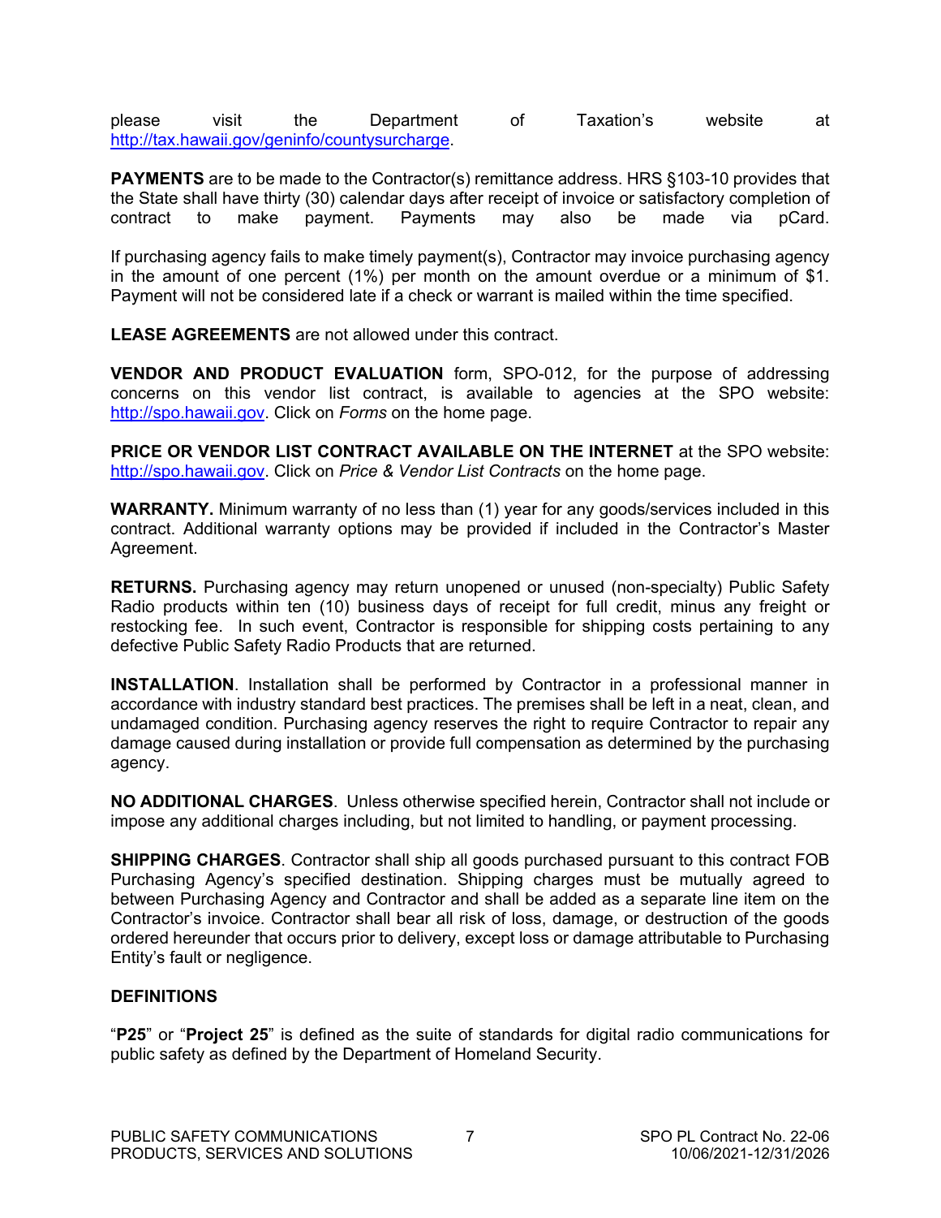please visit the Department of Taxation's website at http://tax.hawaii.gov/geninfo/countysurcharge.

**PAYMENTS** are to be made to the Contractor(s) remittance address. HRS §103-10 provides that the State shall have thirty (30) calendar days after receipt of invoice or satisfactory completion of contract to make payment. Payments may also be made via pCard.

If purchasing agency fails to make timely payment(s), Contractor may invoice purchasing agency in the amount of one percent (1%) per month on the amount overdue or a minimum of $1. Payment will not be considered late if a check or warrant is mailed within the time specified.

**LEASE AGREEMENTS** are not allowed under this contract.

**VENDOR AND PRODUCT EVALUATION** form, SPO-012, for the purpose of addressing concerns on this vendor list contract, is available to agencies at the SPO website: http://spo.hawaii.gov. Click on *Forms* on the home page.

**PRICE OR VENDOR LIST CONTRACT AVAILABLE ON THE INTERNET** at the SPO website: http://spo.hawaii.gov. Click on *Price & Vendor List Contracts* on the home page.

**WARRANTY.** Minimum warranty of no less than (1) year for any goods/services included in this contract. Additional warranty options may be provided if included in the Contractor's Master Agreement.

**RETURNS.** Purchasing agency may return unopened or unused (non-specialty) Public Safety Radio products within ten (10) business days of receipt for full credit, minus any freight or restocking fee. In such event, Contractor is responsible for shipping costs pertaining to any defective Public Safety Radio Products that are returned.

**INSTALLATION**. Installation shall be performed by Contractor in a professional manner in accordance with industry standard best practices. The premises shall be left in a neat, clean, and undamaged condition. Purchasing agency reserves the right to require Contractor to repair any damage caused during installation or provide full compensation as determined by the purchasing agency.

**NO ADDITIONAL CHARGES**. Unless otherwise specified herein, Contractor shall not include or impose any additional charges including, but not limited to handling, or payment processing.

**SHIPPING CHARGES**. Contractor shall ship all goods purchased pursuant to this contract FOB Purchasing Agency's specified destination. Shipping charges must be mutually agreed to between Purchasing Agency and Contractor and shall be added as a separate line item on the Contractor's invoice. Contractor shall bear all risk of loss, damage, or destruction of the goods ordered hereunder that occurs prior to delivery, except loss or damage attributable to Purchasing Entity's fault or negligence.

**DEFINITIONS**

"**P25**" or "**Project 25**" is defined as the suite of standards for digital radio communications for public safety as defined by the Department of Homeland Security.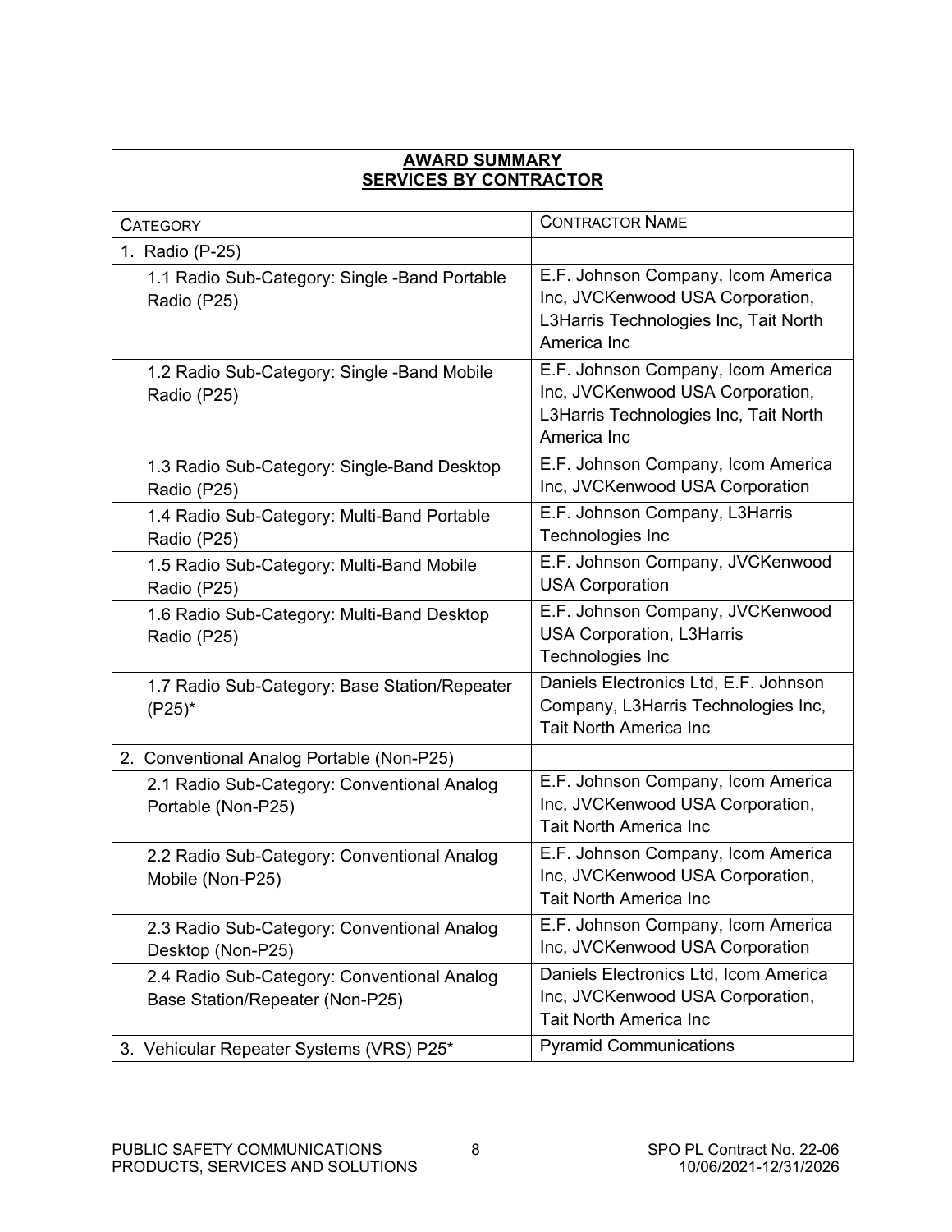| **AWARD SUMMARY**<br>**SERVICES BY CONTRACTOR** | |
|---|---|
| CATEGORY | CONTRACTOR NAME |
| 1. Radio (P-25) | |
| 1.1 Radio Sub-Category: Single -Band Portable Radio (P25) | E.F. Johnson Company, Icom America Inc, JVCKenwood USA Corporation, L3Harris Technologies Inc, Tait North America Inc |
| 1.2 Radio Sub-Category: Single -Band Mobile Radio (P25) | E.F. Johnson Company, Icom America Inc, JVCKenwood USA Corporation, L3Harris Technologies Inc, Tait North America Inc |
| 1.3 Radio Sub-Category: Single-Band Desktop Radio (P25) | E.F. Johnson Company, Icom America Inc, JVCKenwood USA Corporation |
| 1.4 Radio Sub-Category: Multi-Band Portable Radio (P25) | E.F. Johnson Company, L3Harris Technologies Inc |
| 1.5 Radio Sub-Category: Multi-Band Mobile Radio (P25) | E.F. Johnson Company, JVCKenwood USA Corporation |
| 1.6 Radio Sub-Category: Multi-Band Desktop Radio (P25) | E.F. Johnson Company, JVCKenwood USA Corporation, L3Harris Technologies Inc |
| 1.7 Radio Sub-Category: Base Station/Repeater (P25)* | Daniels Electronics Ltd, E.F. Johnson Company, L3Harris Technologies Inc, Tait North America Inc |
| 2. Conventional Analog Portable (Non-P25) | |
| 2.1 Radio Sub-Category: Conventional Analog Portable (Non-P25) | E.F. Johnson Company, Icom America Inc, JVCKenwood USA Corporation, Tait North America Inc |
| 2.2 Radio Sub-Category: Conventional Analog Mobile (Non-P25) | E.F. Johnson Company, Icom America Inc, JVCKenwood USA Corporation, Tait North America Inc |
| 2.3 Radio Sub-Category: Conventional Analog Desktop (Non-P25) | E.F. Johnson Company, Icom America Inc, JVCKenwood USA Corporation |
| 2.4 Radio Sub-Category: Conventional Analog Base Station/Repeater (Non-P25) | Daniels Electronics Ltd, Icom America Inc, JVCKenwood USA Corporation, Tait North America Inc |
| 3. Vehicular Repeater Systems (VRS) P25* | Pyramid Communications |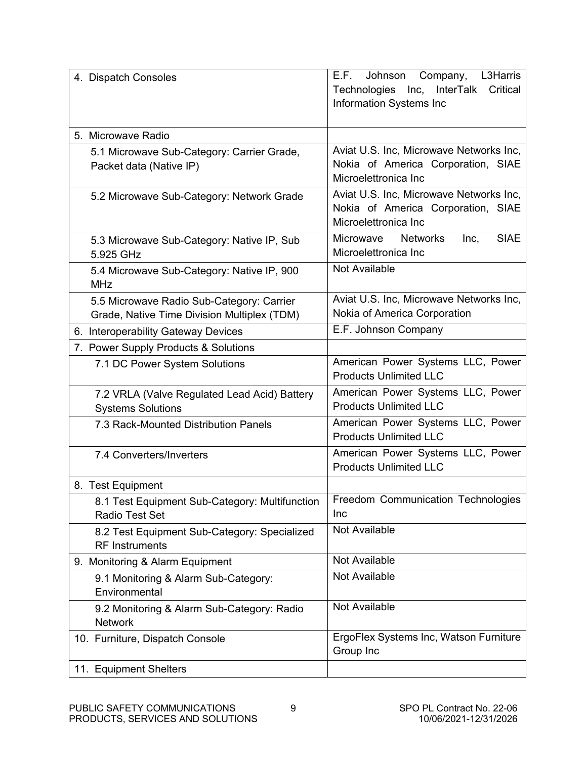| | |
|---|---|
| 4. Dispatch Consoles | E.F. Johnson Company, L3Harris Technologies Inc, InterTalk Critical Information Systems Inc |
| 5. Microwave Radio | |
| 5.1 Microwave Sub-Category: Carrier Grade, Packet data (Native IP) | Aviat U.S. Inc, Microwave Networks Inc, Nokia of America Corporation, SIAE Microelettronica Inc |
| 5.2 Microwave Sub-Category: Network Grade | Aviat U.S. Inc, Microwave Networks Inc, Nokia of America Corporation, SIAE Microelettronica Inc |
| 5.3 Microwave Sub-Category: Native IP, Sub 5.925 GHz | Microwave Networks Inc, SIAE Microelettronica Inc |
| 5.4 Microwave Sub-Category: Native IP, 900 MHz | Not Available |
| 5.5 Microwave Radio Sub-Category: Carrier Grade, Native Time Division Multiplex (TDM) | Aviat U.S. Inc, Microwave Networks Inc, Nokia of America Corporation |
| 6. Interoperability Gateway Devices | E.F. Johnson Company |
| 7. Power Supply Products & Solutions | |
| 7.1 DC Power System Solutions | American Power Systems LLC, Power Products Unlimited LLC |
| 7.2 VRLA (Valve Regulated Lead Acid) Battery Systems Solutions | American Power Systems LLC, Power Products Unlimited LLC |
| 7.3 Rack-Mounted Distribution Panels | American Power Systems LLC, Power Products Unlimited LLC |
| 7.4 Converters/Inverters | American Power Systems LLC, Power Products Unlimited LLC |
| 8. Test Equipment | |
| 8.1 Test Equipment Sub-Category: Multifunction Radio Test Set | Freedom Communication Technologies Inc |
| 8.2 Test Equipment Sub-Category: Specialized RF Instruments | Not Available |
| 9. Monitoring & Alarm Equipment | Not Available |
| 9.1 Monitoring & Alarm Sub-Category: Environmental | Not Available |
| 9.2 Monitoring & Alarm Sub-Category: Radio Network | Not Available |
| 10. Furniture, Dispatch Console | ErgoFlex Systems Inc, Watson Furniture Group Inc |
| 11. Equipment Shelters | |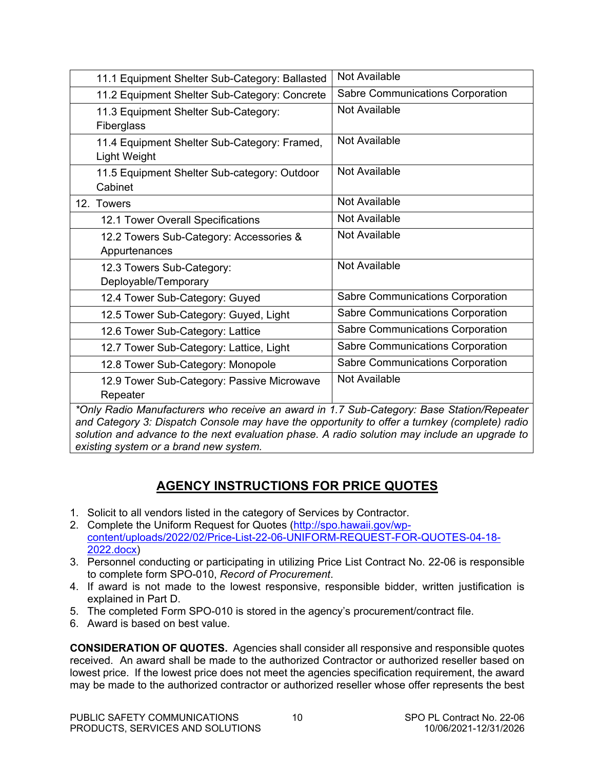| | |
|---|---|
| 11.1 Equipment Shelter Sub-Category: Ballasted | Not Available |
| 11.2 Equipment Shelter Sub-Category: Concrete | Sabre Communications Corporation |
| 11.3 Equipment Shelter Sub-Category: Fiberglass | Not Available |
| 11.4 Equipment Shelter Sub-Category: Framed, Light Weight | Not Available |
| 11.5 Equipment Shelter Sub-category: Outdoor Cabinet | Not Available |
| 12. Towers | Not Available |
| 12.1 Tower Overall Specifications | Not Available |
| 12.2 Towers Sub-Category: Accessories & Appurtenances | Not Available |
| 12.3 Towers Sub-Category: Deployable/Temporary | Not Available |
| 12.4 Tower Sub-Category: Guyed | Sabre Communications Corporation |
| 12.5 Tower Sub-Category: Guyed, Light | Sabre Communications Corporation |
| 12.6 Tower Sub-Category: Lattice | Sabre Communications Corporation |
| 12.7 Tower Sub-Category: Lattice, Light | Sabre Communications Corporation |
| 12.8 Tower Sub-Category: Monopole | Sabre Communications Corporation |
| 12.9 Tower Sub-Category: Passive Microwave Repeater | Not Available |
| *\*Only Radio Manufacturers who receive an award in 1.7 Sub-Category: Base Station/Repeater and Category 3: Dispatch Console may have the opportunity to offer a turnkey (complete) radio solution and advance to the next evaluation phase. A radio solution may include an upgrade to existing system or a brand new system.* | |

## AGENCY INSTRUCTIONS FOR PRICE QUOTES

1. Solicit to all vendors listed in the category of Services by Contractor.
2. Complete the Uniform Request for Quotes (http://spo.hawaii.gov/wp-content/uploads/2022/02/Price-List-22-06-UNIFORM-REQUEST-FOR-QUOTES-04-18-2022.docx)
3. Personnel conducting or participating in utilizing Price List Contract No. 22-06 is responsible to complete form SPO-010, *Record of Procurement*.
4. If award is not made to the lowest responsive, responsible bidder, written justification is explained in Part D.
5. The completed Form SPO-010 is stored in the agency's procurement/contract file.
6. Award is based on best value.

**CONSIDERATION OF QUOTES.** Agencies shall consider all responsive and responsible quotes received. An award shall be made to the authorized Contractor or authorized reseller based on lowest price. If the lowest price does not meet the agencies specification requirement, the award may be made to the authorized contractor or authorized reseller whose offer represents the best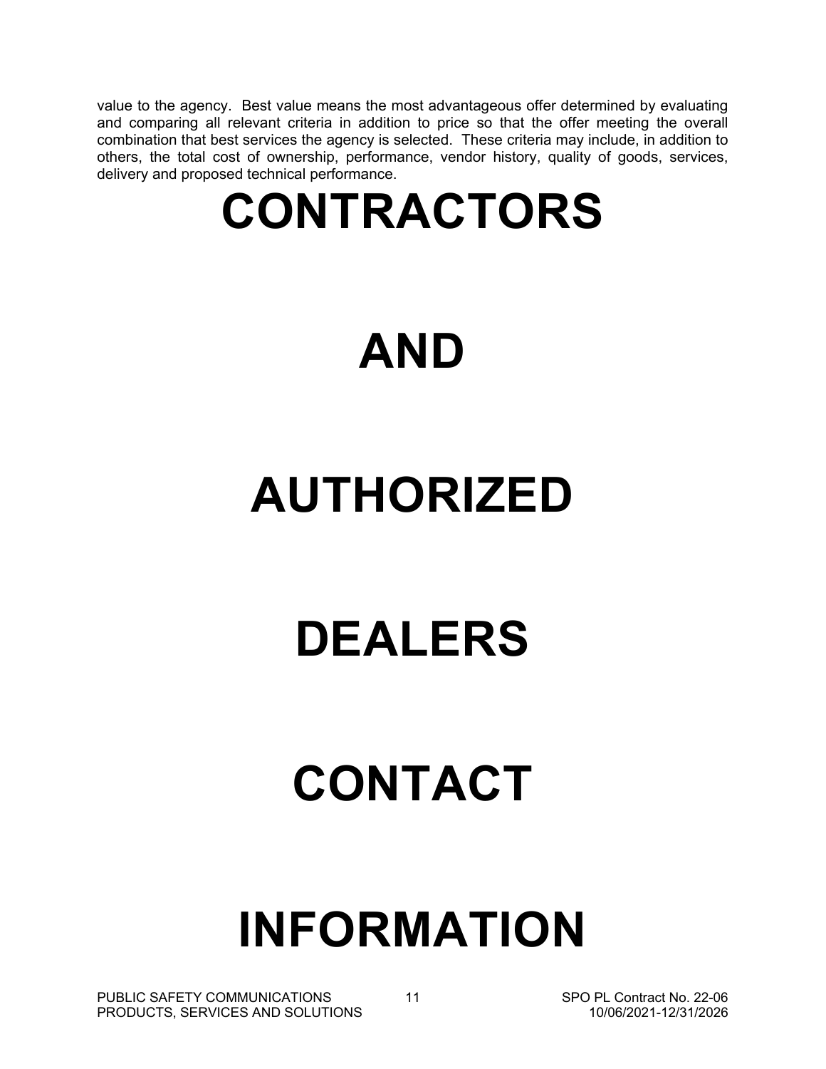value to the agency. Best value means the most advantageous offer determined by evaluating and comparing all relevant criteria in addition to price so that the offer meeting the overall combination that best services the agency is selected. These criteria may include, in addition to others, the total cost of ownership, performance, vendor history, quality of goods, services, delivery and proposed technical performance.

# CONTRACTORS

# AND

# AUTHORIZED

# DEALERS

# CONTACT

# INFORMATION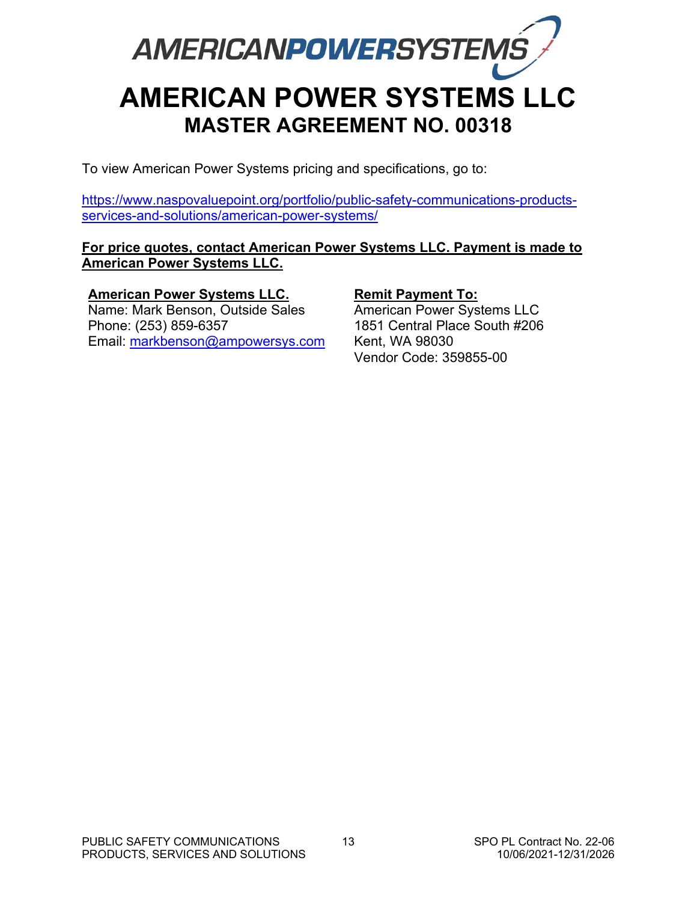# AMERICAN POWER SYSTEMS LLC

## MASTER AGREEMENT NO. 00318

To view American Power Systems pricing and specifications, go to:

https://www.naspovaluepoint.org/portfolio/public-safety-communications-products-services-and-solutions/american-power-systems/

**For price quotes, contact American Power Systems LLC. Payment is made to American Power Systems LLC.**

**American Power Systems LLC.**
Name: Mark Benson, Outside Sales
Phone: (253) 859-6357
Email: markbenson@ampowersys.com

**Remit Payment To:**
American Power Systems LLC
1851 Central Place South #206
Kent, WA 98030
Vendor Code: 359855-00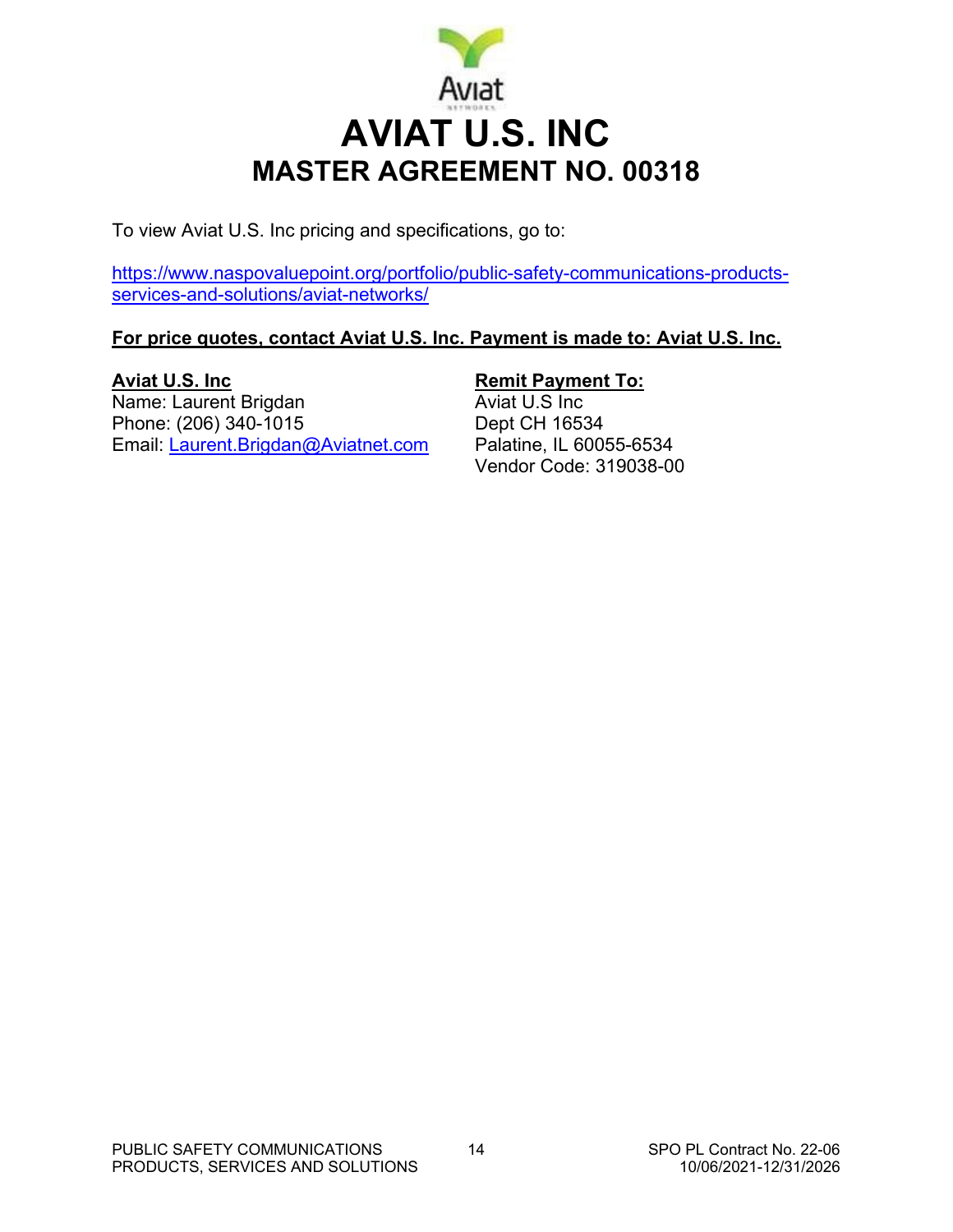# AVIAT U.S. INC

## MASTER AGREEMENT NO. 00318

To view Aviat U.S. Inc pricing and specifications, go to:

https://www.naspovaluepoint.org/portfolio/public-safety-communications-products-services-and-solutions/aviat-networks/

**For price quotes, contact Aviat U.S. Inc. Payment is made to: Aviat U.S. Inc.**

**Aviat U.S. Inc**
Name: Laurent Brigdan
Phone: (206) 340-1015
Email: Laurent.Brigdan@Aviatnet.com

**Remit Payment To:**
Aviat U.S Inc
Dept CH 16534
Palatine, IL 60055-6534
Vendor Code: 319038-00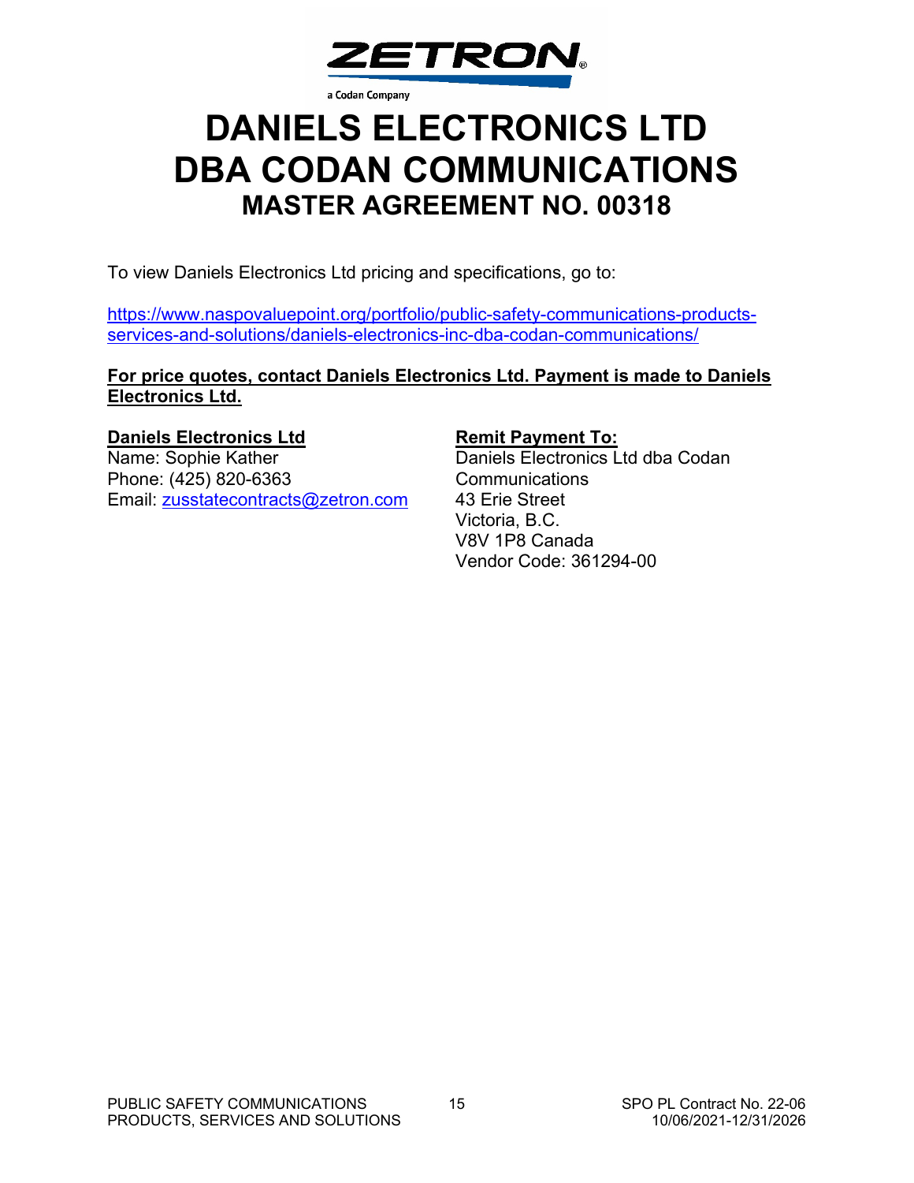ZETRON

a Codan Company

# DANIELS ELECTRONICS LTD
# DBA CODAN COMMUNICATIONS
## MASTER AGREEMENT NO. 00318

To view Daniels Electronics Ltd pricing and specifications, go to:

https://www.naspovaluepoint.org/portfolio/public-safety-communications-products-services-and-solutions/daniels-electronics-inc-dba-codan-communications/

**For price quotes, contact Daniels Electronics Ltd. Payment is made to Daniels Electronics Ltd.**

**Daniels Electronics Ltd**
Name: Sophie Kather
Phone: (425) 820-6363
Email: zusstatecontracts@zetron.com

**Remit Payment To:**
Daniels Electronics Ltd dba Codan Communications
43 Erie Street
Victoria, B.C.
V8V 1P8 Canada
Vendor Code: 361294-00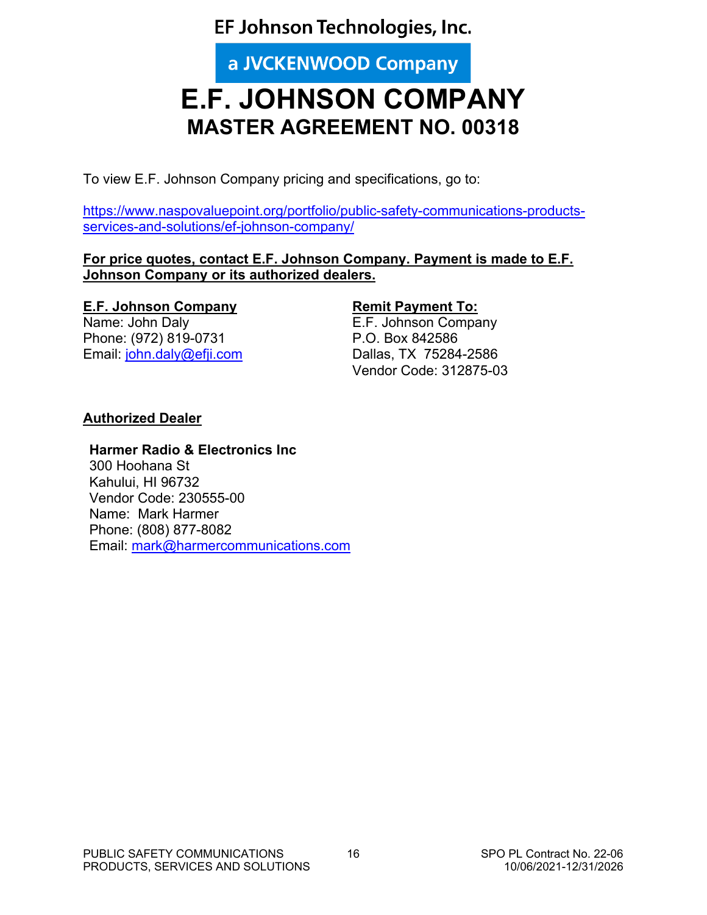EF Johnson Technologies, Inc.

a JVCKENWOOD Company

# E.F. JOHNSON COMPANY

## MASTER AGREEMENT NO. 00318

To view E.F. Johnson Company pricing and specifications, go to:

https://www.naspovaluepoint.org/portfolio/public-safety-communications-products-services-and-solutions/ef-johnson-company/

**For price quotes, contact E.F. Johnson Company. Payment is made to E.F. Johnson Company or its authorized dealers.**

**E.F. Johnson Company**
Name: John Daly
Phone: (972) 819-0731
Email: john.daly@efji.com

**Remit Payment To:**
E.F. Johnson Company
P.O. Box 842586
Dallas, TX 75284-2586
Vendor Code: 312875-03

**Authorized Dealer**

**Harmer Radio & Electronics Inc**
300 Hoohana St
Kahului, HI 96732
Vendor Code: 230555-00
Name: Mark Harmer
Phone: (808) 877-8082
Email: mark@harmercommunications.com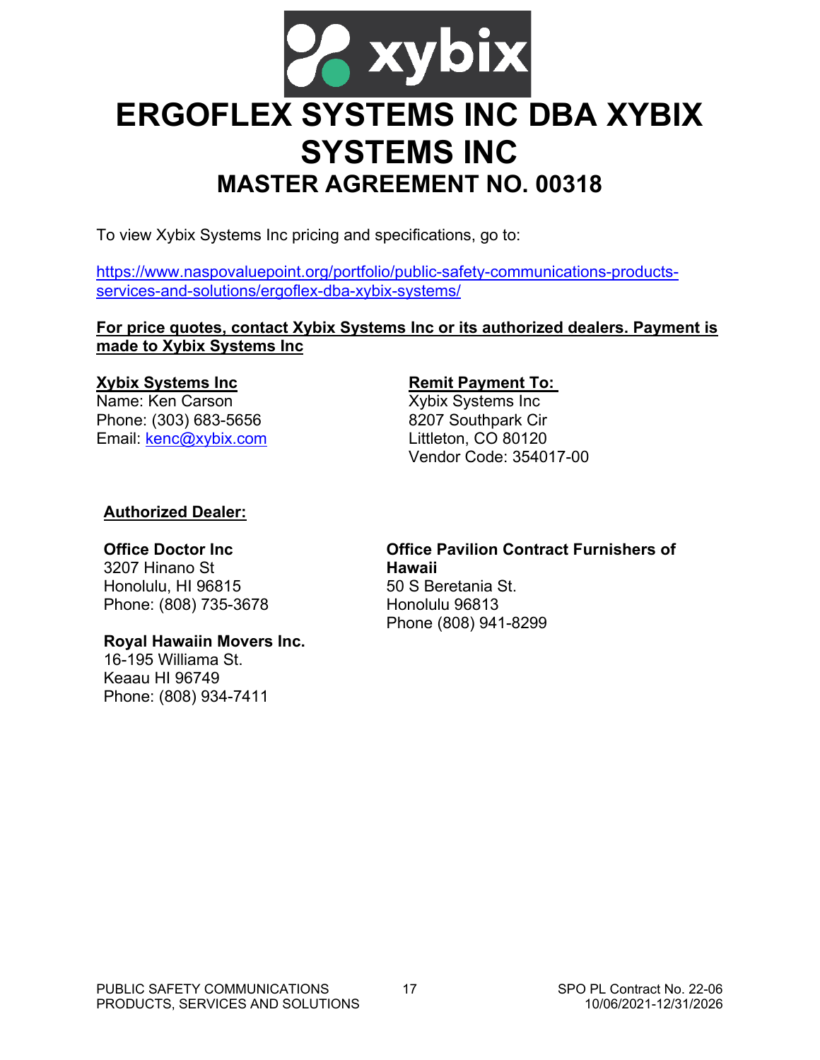# ERGOFLEX SYSTEMS INC DBA XYBIX SYSTEMS INC

## MASTER AGREEMENT NO. 00318

To view Xybix Systems Inc pricing and specifications, go to:

https://www.naspovaluepoint.org/portfolio/public-safety-communications-products-services-and-solutions/ergoflex-dba-xybix-systems/

**For price quotes, contact Xybix Systems Inc or its authorized dealers. Payment is made to Xybix Systems Inc**

**Xybix Systems Inc**
Name: Ken Carson
Phone: (303) 683-5656
Email: kenc@xybix.com

**Remit Payment To:**
Xybix Systems Inc
8207 Southpark Cir
Littleton, CO 80120
Vendor Code: 354017-00

**Authorized Dealer:**

**Office Doctor Inc**
3207 Hinano St
Honolulu, HI 96815
Phone: (808) 735-3678

**Royal Hawaiin Movers Inc.**
16-195 Williama St.
Keaau HI 96749
Phone: (808) 934-7411

**Office Pavilion Contract Furnishers of Hawaii**
50 S Beretania St.
Honolulu 96813
Phone (808) 941-8299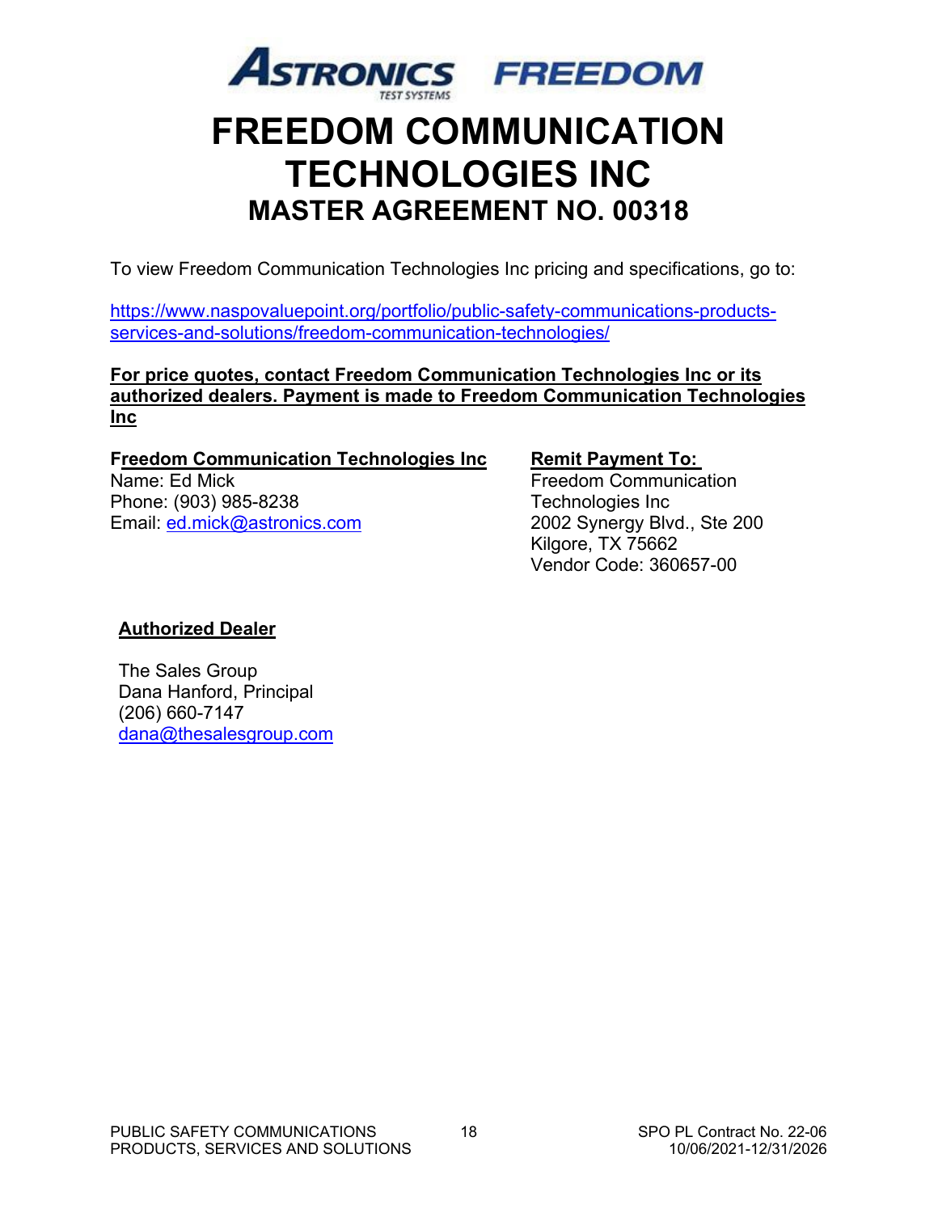# FREEDOM COMMUNICATION TECHNOLOGIES INC

## MASTER AGREEMENT NO. 00318

To view Freedom Communication Technologies Inc pricing and specifications, go to:

https://www.naspovaluepoint.org/portfolio/public-safety-communications-products-services-and-solutions/freedom-communication-technologies/

**For price quotes, contact Freedom Communication Technologies Inc or its authorized dealers. Payment is made to Freedom Communication Technologies Inc**

**Freedom Communication Technologies Inc**
Name: Ed Mick
Phone: (903) 985-8238
Email: ed.mick@astronics.com

**Remit Payment To:**
Freedom Communication Technologies Inc
2002 Synergy Blvd., Ste 200
Kilgore, TX 75662
Vendor Code: 360657-00

**Authorized Dealer**

The Sales Group
Dana Hanford, Principal
(206) 660-7147
dana@thesalesgroup.com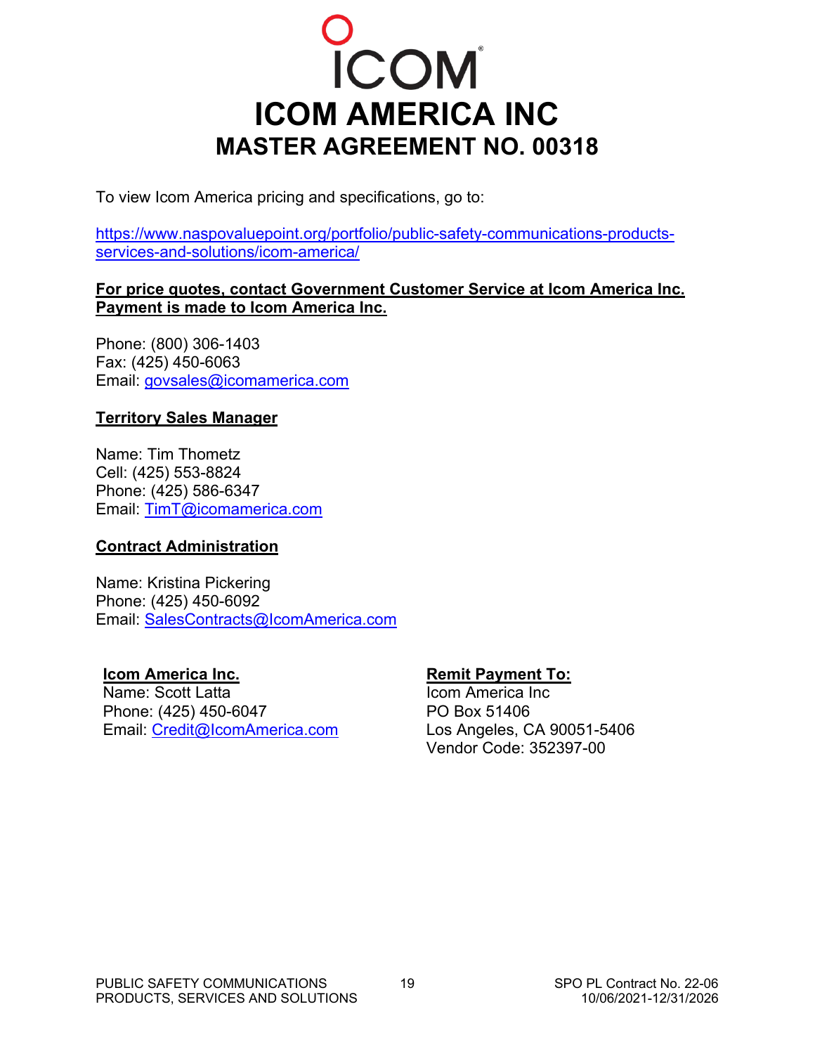# ICOM

# ICOM AMERICA INC

## MASTER AGREEMENT NO. 00318

To view Icom America pricing and specifications, go to:

https://www.naspovaluepoint.org/portfolio/public-safety-communications-products-services-and-solutions/icom-america/

**For price quotes, contact Government Customer Service at Icom America Inc.**
**Payment is made to Icom America Inc.**

Phone: (800) 306-1403
Fax: (425) 450-6063
Email: govsales@icomamerica.com

**Territory Sales Manager**

Name: Tim Thometz
Cell: (425) 553-8824
Phone: (425) 586-6347
Email: TimT@icomamerica.com

**Contract Administration**

Name: Kristina Pickering
Phone: (425) 450-6092
Email: SalesContracts@IcomAmerica.com

**Icom America Inc.**
Name: Scott Latta
Phone: (425) 450-6047
Email: Credit@IcomAmerica.com

**Remit Payment To:**
Icom America Inc
PO Box 51406
Los Angeles, CA 90051-5406
Vendor Code: 352397-00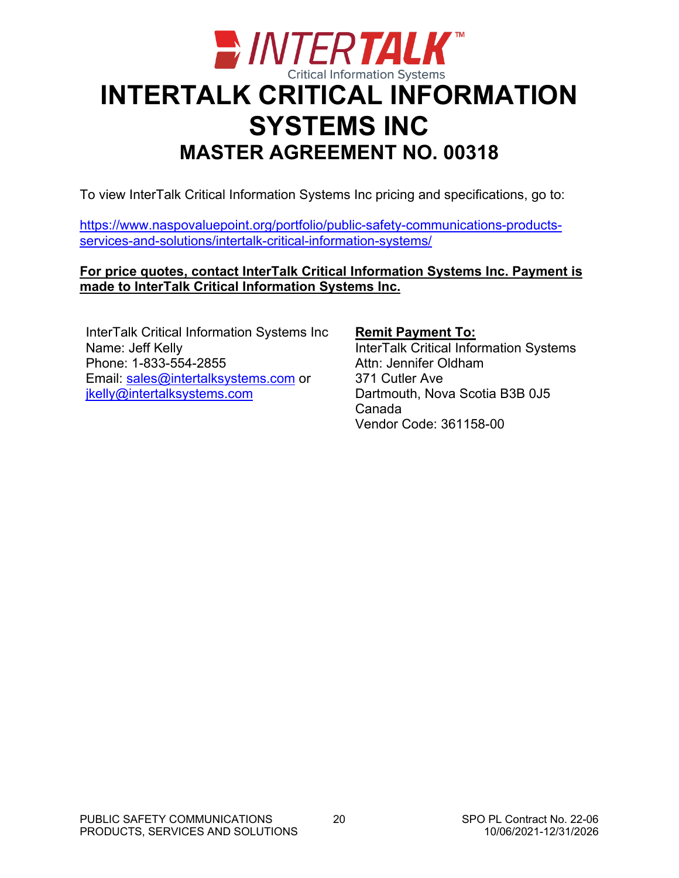# INTERTALK CRITICAL INFORMATION SYSTEMS INC

## MASTER AGREEMENT NO. 00318

To view InterTalk Critical Information Systems Inc pricing and specifications, go to:

https://www.naspovaluepoint.org/portfolio/public-safety-communications-products-services-and-solutions/intertalk-critical-information-systems/

**For price quotes, contact InterTalk Critical Information Systems Inc. Payment is made to InterTalk Critical Information Systems Inc.**

InterTalk Critical Information Systems Inc
Name: Jeff Kelly
Phone: 1-833-554-2855
Email: sales@intertalksystems.com or jkelly@intertalksystems.com

**Remit Payment To:**
InterTalk Critical Information Systems
Attn: Jennifer Oldham
371 Cutler Ave
Dartmouth, Nova Scotia B3B 0J5
Canada
Vendor Code: 361158-00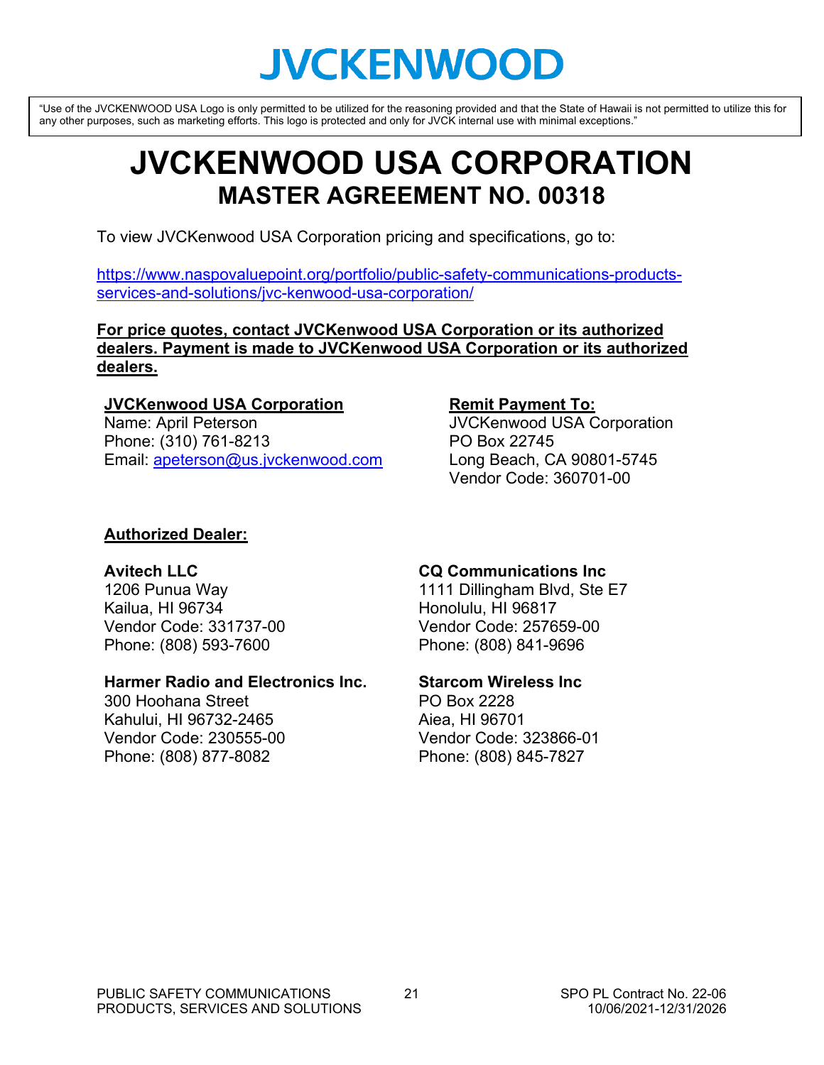# JVCKENWOOD

"Use of the JVCKENWOOD USA Logo is only permitted to be utilized for the reasoning provided and that the State of Hawaii is not permitted to utilize this for any other purposes, such as marketing efforts. This logo is protected and only for JVCK internal use with minimal exceptions."

# JVCKENWOOD USA CORPORATION
## MASTER AGREEMENT NO. 00318

To view JVCKenwood USA Corporation pricing and specifications, go to:

https://www.naspovaluepoint.org/portfolio/public-safety-communications-products-services-and-solutions/jvc-kenwood-usa-corporation/

**For price quotes, contact JVCKenwood USA Corporation or its authorized dealers. Payment is made to JVCKenwood USA Corporation or its authorized dealers.**

**JVCKenwood USA Corporation**
Name: April Peterson
Phone: (310) 761-8213
Email: apeterson@us.jvckenwood.com

**Remit Payment To:**
JVCKenwood USA Corporation
PO Box 22745
Long Beach, CA 90801-5745
Vendor Code: 360701-00

**Authorized Dealer:**

**Avitech LLC**
1206 Punua Way
Kailua, HI 96734
Vendor Code: 331737-00
Phone: (808) 593-7600

**CQ Communications Inc**
1111 Dillingham Blvd, Ste E7
Honolulu, HI 96817
Vendor Code: 257659-00
Phone: (808) 841-9696

**Harmer Radio and Electronics Inc.**
300 Hoohana Street
Kahului, HI 96732-2465
Vendor Code: 230555-00
Phone: (808) 877-8082

**Starcom Wireless Inc**
PO Box 2228
Aiea, HI 96701
Vendor Code: 323866-01
Phone: (808) 845-7827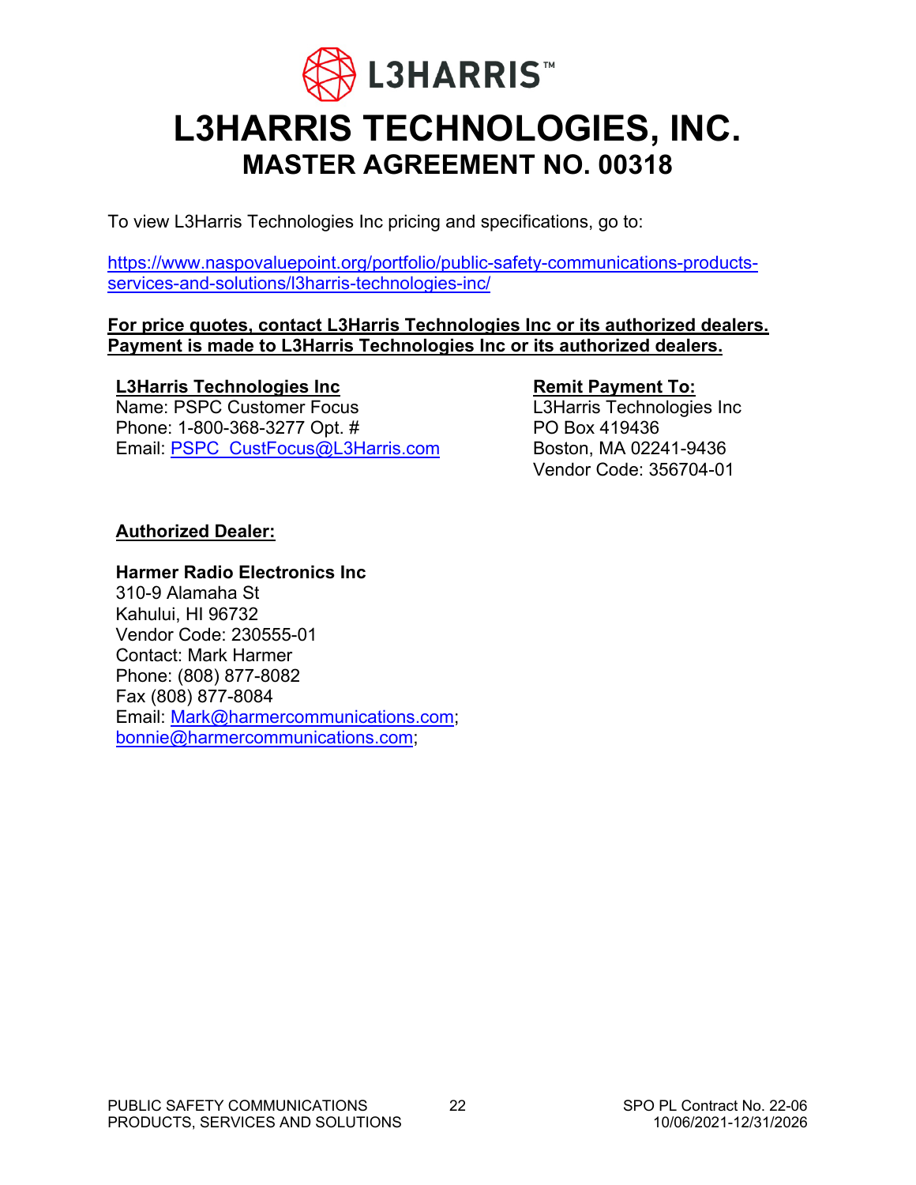# L3HARRIS TECHNOLOGIES, INC.

## MASTER AGREEMENT NO. 00318

To view L3Harris Technologies Inc pricing and specifications, go to:

https://www.naspovaluepoint.org/portfolio/public-safety-communications-products-services-and-solutions/l3harris-technologies-inc/

**For price quotes, contact L3Harris Technologies Inc or its authorized dealers. Payment is made to L3Harris Technologies Inc or its authorized dealers.**

**L3Harris Technologies Inc**
Name: PSPC Customer Focus
Phone: 1-800-368-3277 Opt. #
Email: PSPC_CustFocus@L3Harris.com

**Remit Payment To:**
L3Harris Technologies Inc
PO Box 419436
Boston, MA 02241-9436
Vendor Code: 356704-01

**Authorized Dealer:**

**Harmer Radio Electronics Inc**
310-9 Alamaha St
Kahului, HI 96732
Vendor Code: 230555-01
Contact: Mark Harmer
Phone: (808) 877-8082
Fax (808) 877-8084
Email: Mark@harmercommunications.com; bonnie@harmercommunications.com;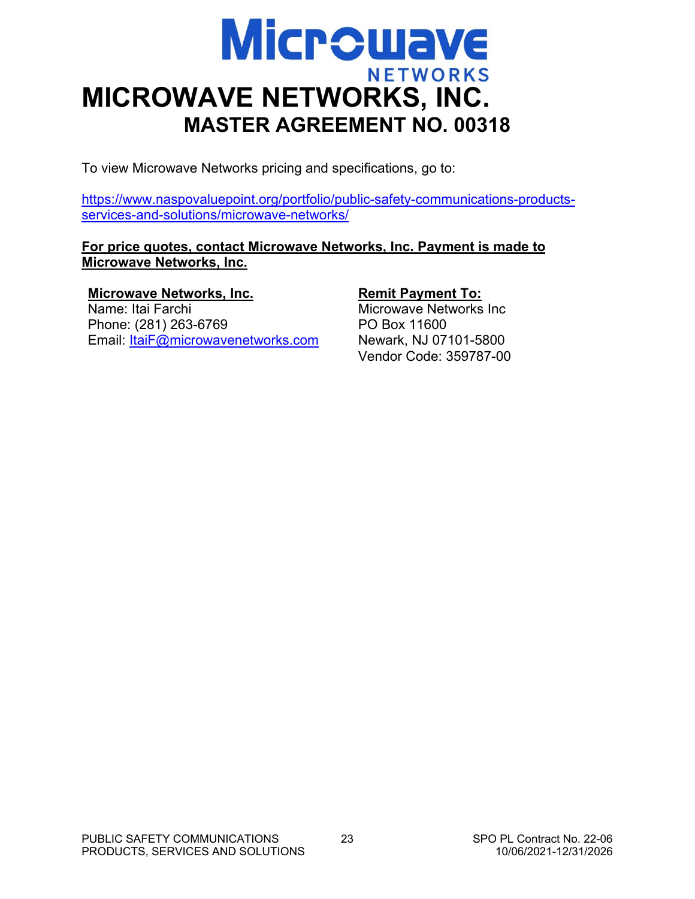# MICROWAVE NETWORKS, INC.

## MASTER AGREEMENT NO. 00318

To view Microwave Networks pricing and specifications, go to:

[https://www.naspovaluepoint.org/portfolio/public-safety-communications-products-services-and-solutions/microwave-networks/](https://www.naspovaluepoint.org/portfolio/public-safety-communications-products-services-and-solutions/microwave-networks/)

**For price quotes, contact Microwave Networks, Inc. Payment is made to Microwave Networks, Inc.**

**Microwave Networks, Inc.**
Name: Itai Farchi
Phone: (281) 263-6769
Email: [ItaiF@microwavenetworks.com](mailto:ItaiF@microwavenetworks.com)

**Remit Payment To:**
Microwave Networks Inc
PO Box 11600
Newark, NJ 07101-5800
Vendor Code: 359787-00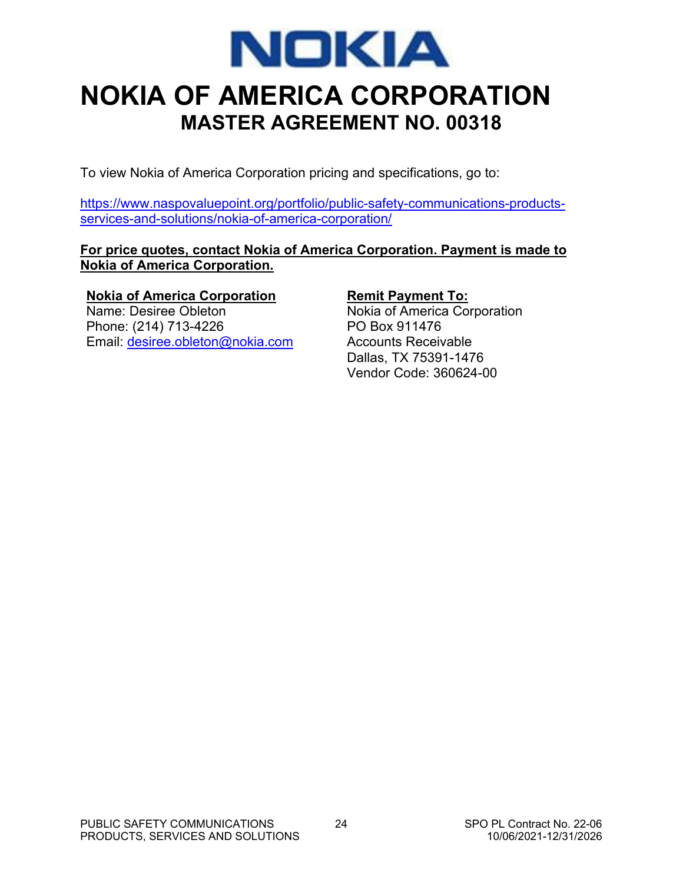# NOKIA OF AMERICA CORPORATION

## MASTER AGREEMENT NO. 00318

To view Nokia of America Corporation pricing and specifications, go to:

https://www.naspovaluepoint.org/portfolio/public-safety-communications-products-services-and-solutions/nokia-of-america-corporation/

**For price quotes, contact Nokia of America Corporation. Payment is made to Nokia of America Corporation.**

**Nokia of America Corporation**
Name: Desiree Obleton
Phone: (214) 713-4226
Email: desiree.obleton@nokia.com

**Remit Payment To:**
Nokia of America Corporation
PO Box 911476
Accounts Receivable
Dallas, TX 75391-1476
Vendor Code: 360624-00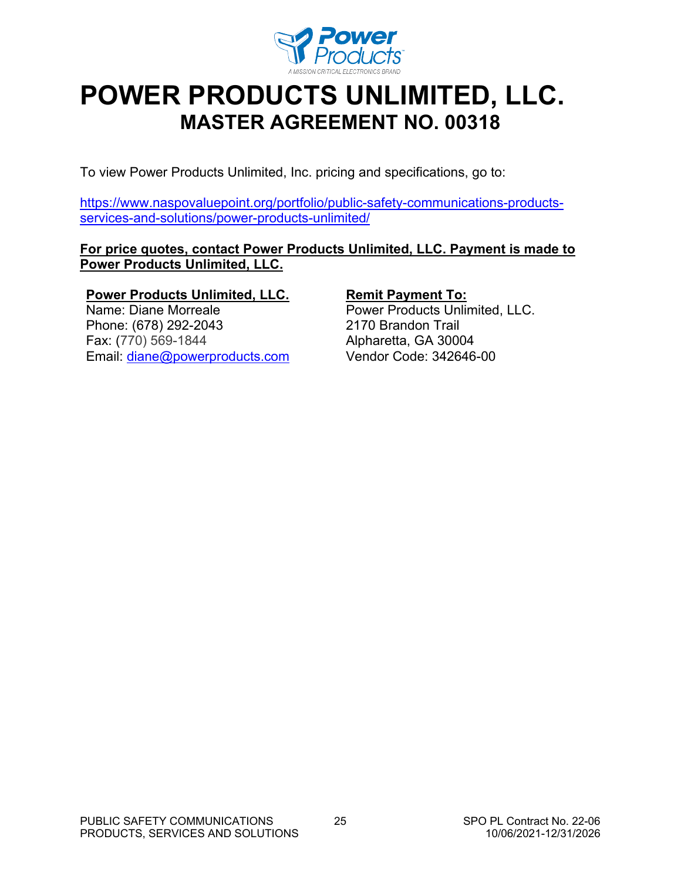# POWER PRODUCTS UNLIMITED, LLC.

## MASTER AGREEMENT NO. 00318

To view Power Products Unlimited, Inc. pricing and specifications, go to:

https://www.naspovaluepoint.org/portfolio/public-safety-communications-products-services-and-solutions/power-products-unlimited/

**For price quotes, contact Power Products Unlimited, LLC. Payment is made to Power Products Unlimited, LLC.**

**Power Products Unlimited, LLC.**
Name: Diane Morreale
Phone: (678) 292-2043
Fax: (770) 569-1844
Email: diane@powerproducts.com

**Remit Payment To:**
Power Products Unlimited, LLC.
2170 Brandon Trail
Alpharetta, GA 30004
Vendor Code: 342646-00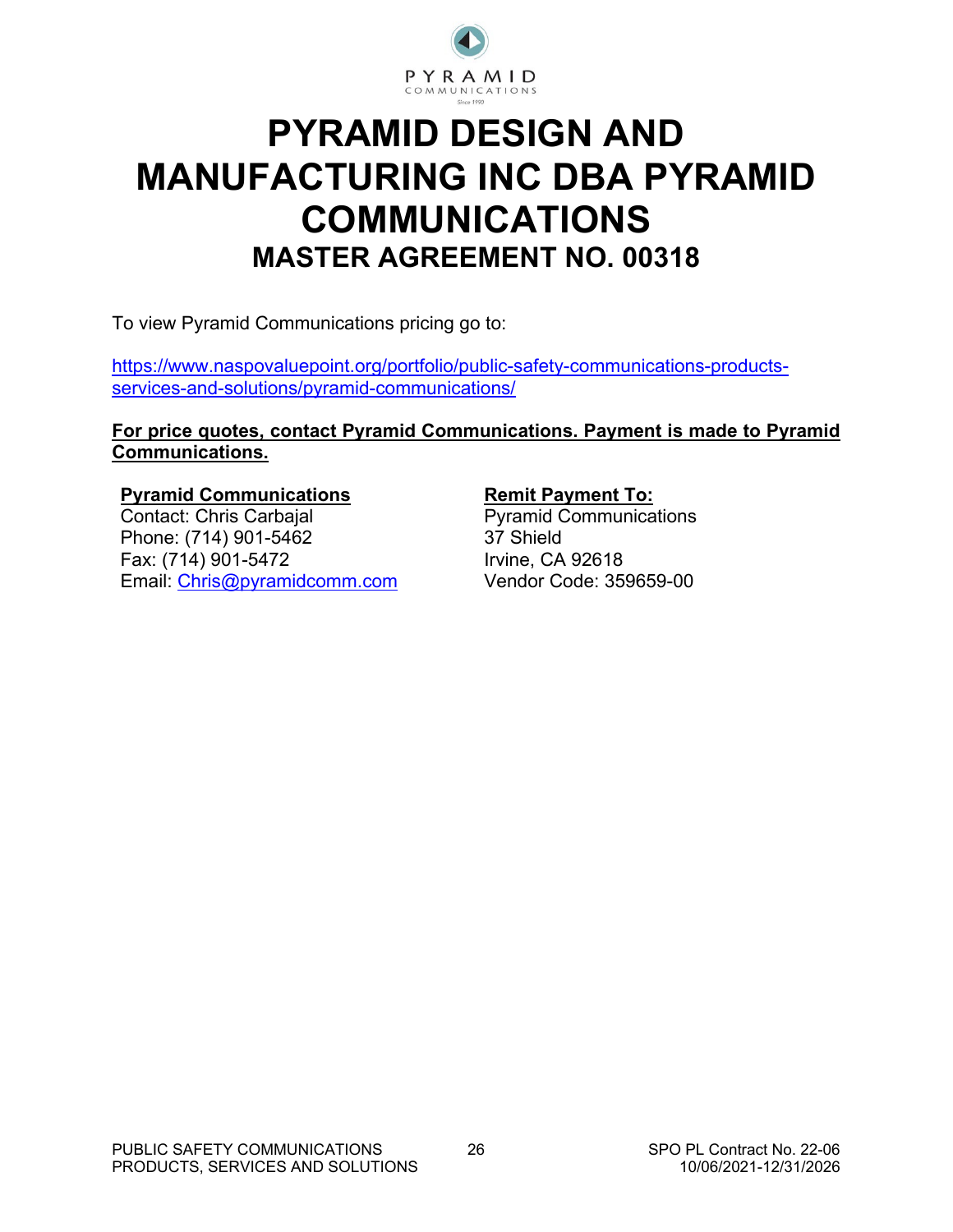# PYRAMID DESIGN AND MANUFACTURING INC DBA PYRAMID COMMUNICATIONS

## MASTER AGREEMENT NO. 00318

To view Pyramid Communications pricing go to:

https://www.naspovaluepoint.org/portfolio/public-safety-communications-products-services-and-solutions/pyramid-communications/

**For price quotes, contact Pyramid Communications. Payment is made to Pyramid Communications.**

**Pyramid Communications**
Contact: Chris Carbajal
Phone: (714) 901-5462
Fax: (714) 901-5472
Email: Chris@pyramidcomm.com

**Remit Payment To:**
Pyramid Communications
37 Shield
Irvine, CA 92618
Vendor Code: 359659-00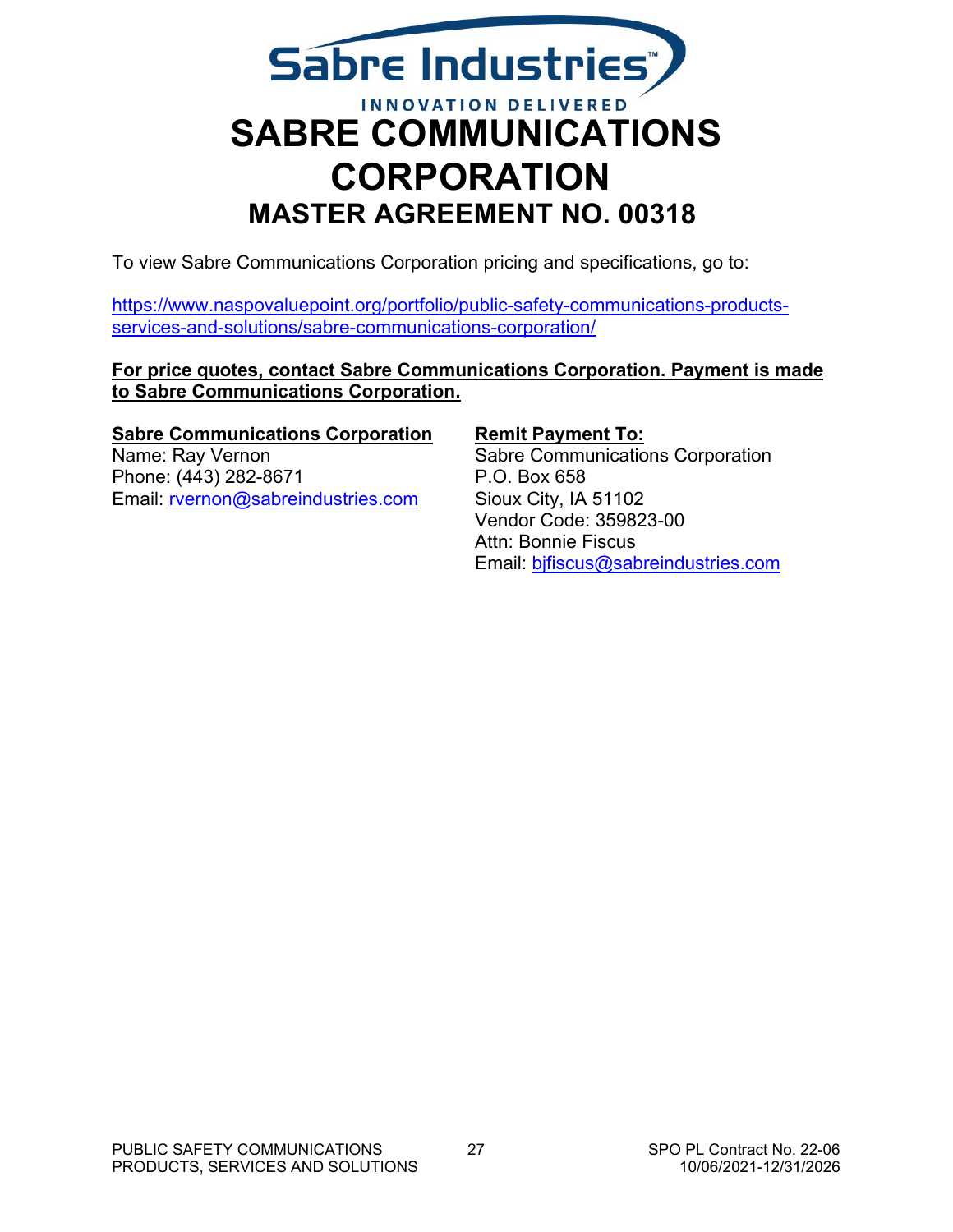# SABRE COMMUNICATIONS CORPORATION

## MASTER AGREEMENT NO. 00318

To view Sabre Communications Corporation pricing and specifications, go to:

https://www.naspovaluepoint.org/portfolio/public-safety-communications-products-services-and-solutions/sabre-communications-corporation/

**For price quotes, contact Sabre Communications Corporation. Payment is made to Sabre Communications Corporation.**

**Sabre Communications Corporation**
Name: Ray Vernon
Phone: (443) 282-8671
Email: rvernon@sabreindustries.com

**Remit Payment To:**
Sabre Communications Corporation
P.O. Box 658
Sioux City, IA 51102
Vendor Code: 359823-00
Attn: Bonnie Fiscus
Email: bjfiscus@sabreindustries.com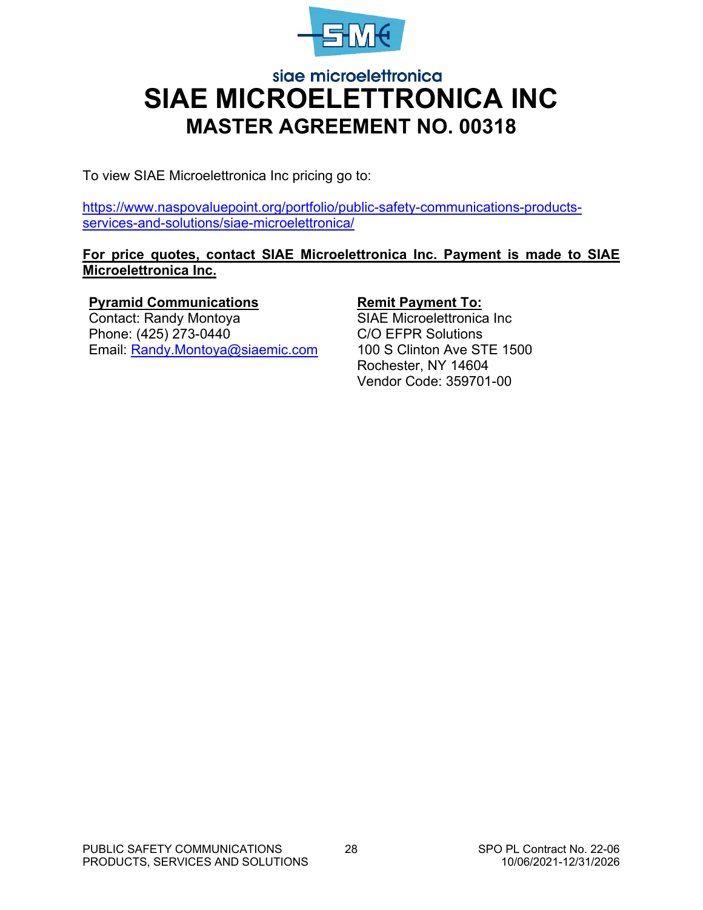siae microelettronica

# SIAE MICROELETTRONICA INC

## MASTER AGREEMENT NO. 00318

To view SIAE Microelettronica Inc pricing go to:

https://www.naspovaluepoint.org/portfolio/public-safety-communications-products-services-and-solutions/siae-microelettronica/

**For price quotes, contact SIAE Microelettronica Inc. Payment is made to SIAE Microelettronica Inc.**

**Pyramid Communications**
Contact: Randy Montoya
Phone: (425) 273-0440
Email: Randy.Montoya@siaemic.com

**Remit Payment To:**
SIAE Microelettronica Inc
C/O EFPR Solutions
100 S Clinton Ave STE 1500
Rochester, NY 14604
Vendor Code: 359701-00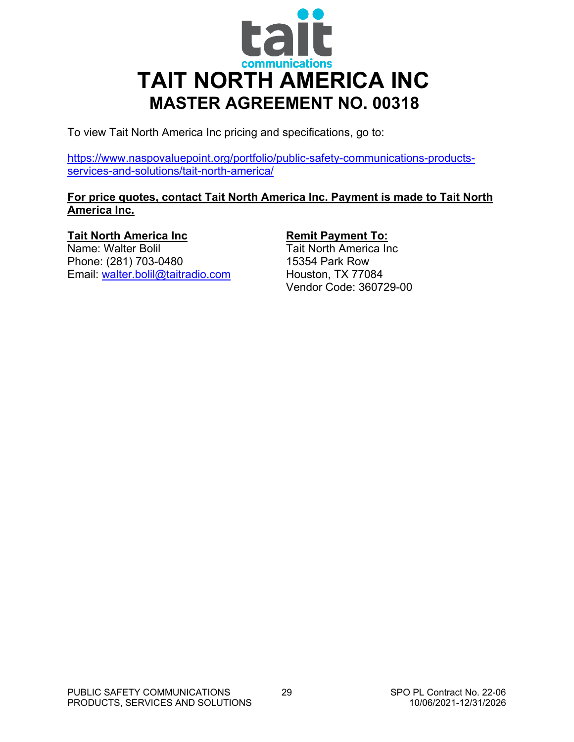tait
communications

# TAIT NORTH AMERICA INC

## MASTER AGREEMENT NO. 00318

To view Tait North America Inc pricing and specifications, go to:

https://www.naspovaluepoint.org/portfolio/public-safety-communications-products-services-and-solutions/tait-north-america/

**For price quotes, contact Tait North America Inc. Payment is made to Tait North America Inc.**

**Tait North America Inc**
Name: Walter Bolil
Phone: (281) 703-0480
Email: walter.bolil@taitradio.com

**Remit Payment To:**
Tait North America Inc
15354 Park Row
Houston, TX 77084
Vendor Code: 360729-00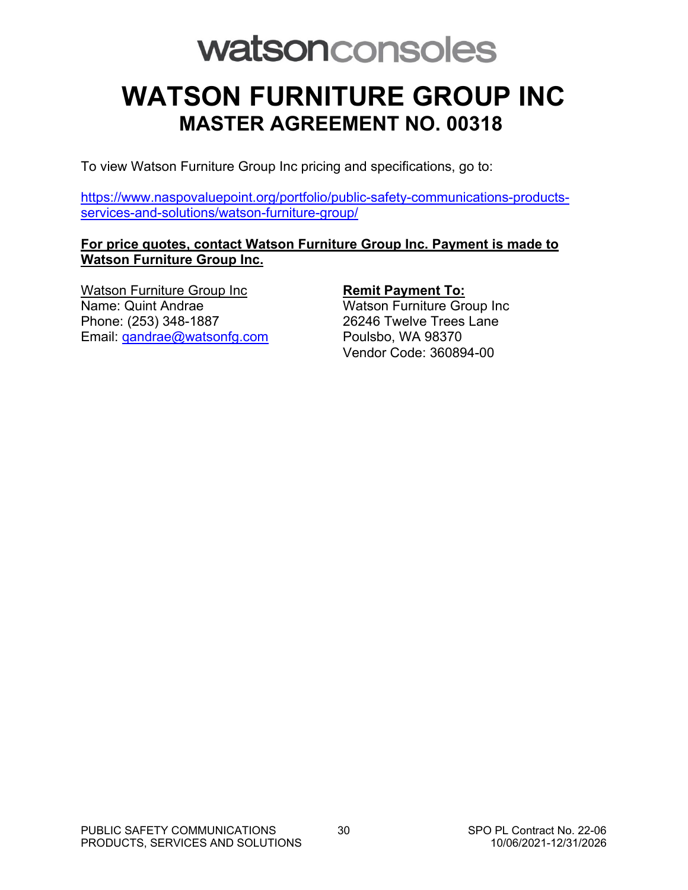# watsonconsoles

# WATSON FURNITURE GROUP INC

## MASTER AGREEMENT NO. 00318

To view Watson Furniture Group Inc pricing and specifications, go to:

https://www.naspovaluepoint.org/portfolio/public-safety-communications-products-services-and-solutions/watson-furniture-group/

**For price quotes, contact Watson Furniture Group Inc. Payment is made to Watson Furniture Group Inc.**

Watson Furniture Group Inc
Name: Quint Andrae
Phone: (253) 348-1887
Email: qandrae@watsonfg.com

**Remit Payment To:**
Watson Furniture Group Inc
26246 Twelve Trees Lane
Poulsbo, WA 98370
Vendor Code: 360894-00